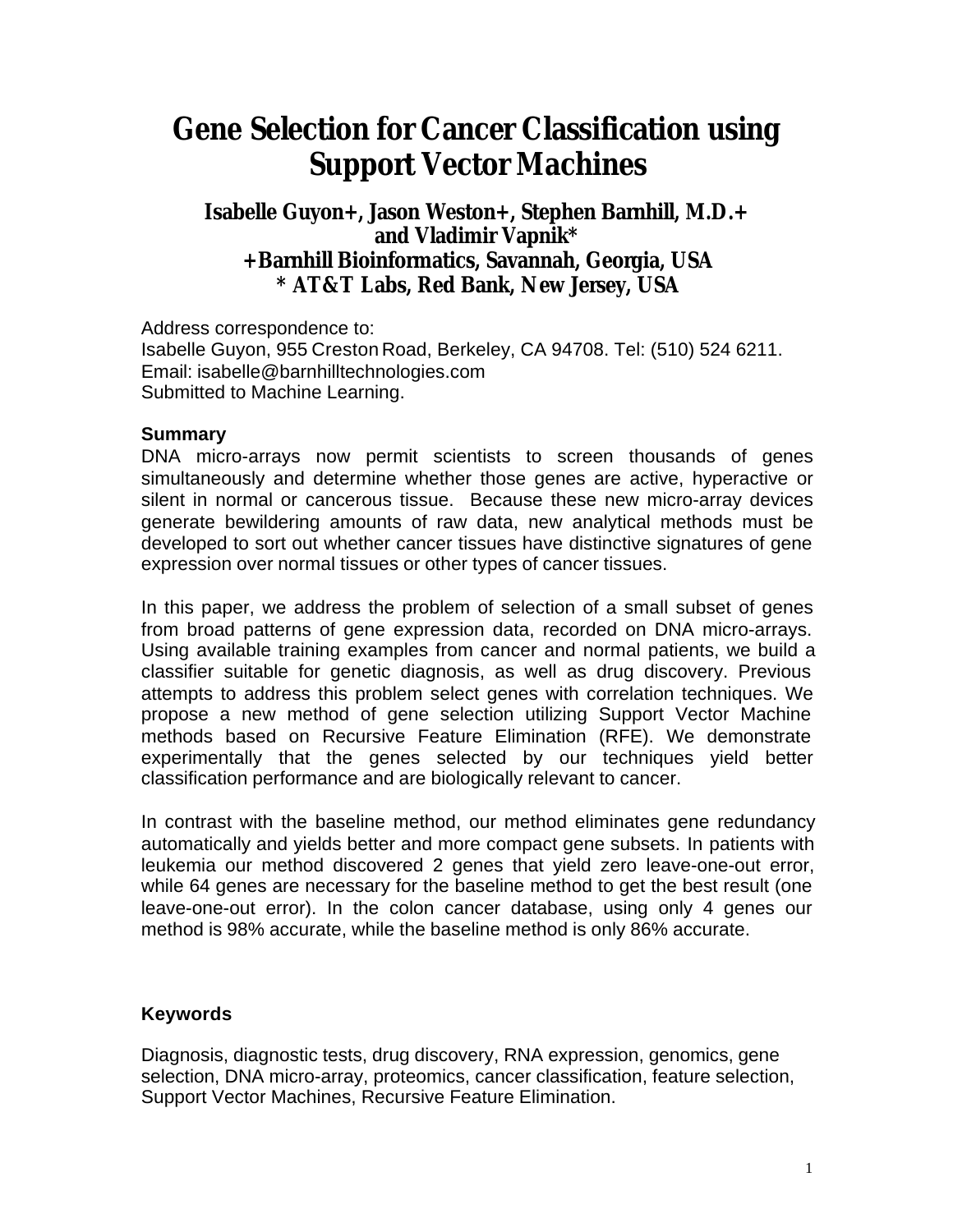# Gene Selection for Cancer Classification using Support Vector Machines

**Isabelle Guyon+, Jason Weston+, Stephen Barnhill, M.D.+ and Vladimir Vapnik***
**+Barnhill Bioinformatics, Savannah, Georgia, USA**
*** AT&T Labs, Red Bank, New Jersey, USA**

Address correspondence to:
Isabelle Guyon, 955 Creston Road, Berkeley, CA 94708. Tel: (510) 524 6211.
Email: isabelle@barnhilltechnologies.com
Submitted to Machine Learning.

### Summary

DNA micro-arrays now permit scientists to screen thousands of genes simultaneously and determine whether those genes are active, hyperactive or silent in normal or cancerous tissue. Because these new micro-array devices generate bewildering amounts of raw data, new analytical methods must be developed to sort out whether cancer tissues have distinctive signatures of gene expression over normal tissues or other types of cancer tissues.

In this paper, we address the problem of selection of a small subset of genes from broad patterns of gene expression data, recorded on DNA micro-arrays. Using available training examples from cancer and normal patients, we build a classifier suitable for genetic diagnosis, as well as drug discovery. Previous attempts to address this problem select genes with correlation techniques. We propose a new method of gene selection utilizing Support Vector Machine methods based on Recursive Feature Elimination (RFE). We demonstrate experimentally that the genes selected by our techniques yield better classification performance and are biologically relevant to cancer.

In contrast with the baseline method, our method eliminates gene redundancy automatically and yields better and more compact gene subsets. In patients with leukemia our method discovered 2 genes that yield zero leave-one-out error, while 64 genes are necessary for the baseline method to get the best result (one leave-one-out error). In the colon cancer database, using only 4 genes our method is 98% accurate, while the baseline method is only 86% accurate.

### Keywords

Diagnosis, diagnostic tests, drug discovery, RNA expression, genomics, gene selection, DNA micro-array, proteomics, cancer classification, feature selection, Support Vector Machines, Recursive Feature Elimination.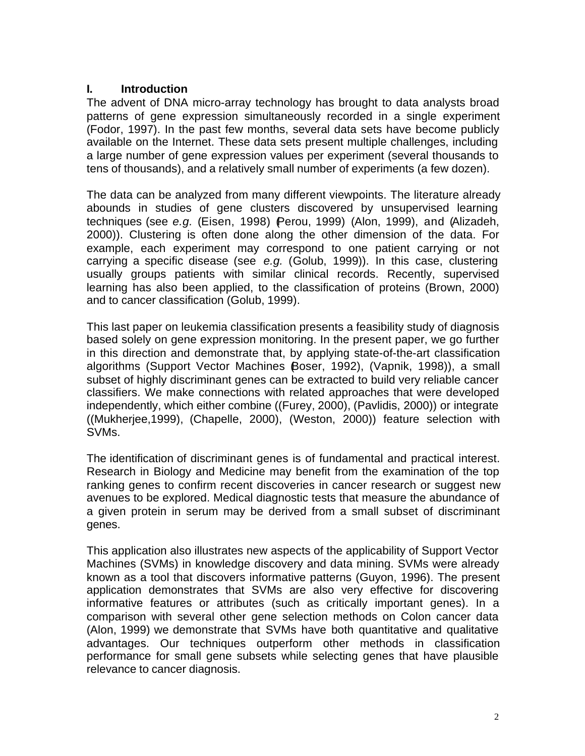## I. Introduction

The advent of DNA micro-array technology has brought to data analysts broad patterns of gene expression simultaneously recorded in a single experiment (Fodor, 1997). In the past few months, several data sets have become publicly available on the Internet. These data sets present multiple challenges, including a large number of gene expression values per experiment (several thousands to tens of thousands), and a relatively small number of experiments (a few dozen).

The data can be analyzed from many different viewpoints. The literature already abounds in studies of gene clusters discovered by unsupervised learning techniques (see *e.g.* (Eisen, 1998) (Perou, 1999) (Alon, 1999), and (Alizadeh, 2000)). Clustering is often done along the other dimension of the data. For example, each experiment may correspond to one patient carrying or not carrying a specific disease (see *e.g.* (Golub, 1999)). In this case, clustering usually groups patients with similar clinical records. Recently, supervised learning has also been applied, to the classification of proteins (Brown, 2000) and to cancer classification (Golub, 1999).

This last paper on leukemia classification presents a feasibility study of diagnosis based solely on gene expression monitoring. In the present paper, we go further in this direction and demonstrate that, by applying state-of-the-art classification algorithms (Support Vector Machines (Boser, 1992), (Vapnik, 1998)), a small subset of highly discriminant genes can be extracted to build very reliable cancer classifiers. We make connections with related approaches that were developed independently, which either combine ((Furey, 2000), (Pavlidis, 2000)) or integrate ((Mukherjee,1999), (Chapelle, 2000), (Weston, 2000)) feature selection with SVMs.

The identification of discriminant genes is of fundamental and practical interest. Research in Biology and Medicine may benefit from the examination of the top ranking genes to confirm recent discoveries in cancer research or suggest new avenues to be explored. Medical diagnostic tests that measure the abundance of a given protein in serum may be derived from a small subset of discriminant genes.

This application also illustrates new aspects of the applicability of Support Vector Machines (SVMs) in knowledge discovery and data mining. SVMs were already known as a tool that discovers informative patterns (Guyon, 1996). The present application demonstrates that SVMs are also very effective for discovering informative features or attributes (such as critically important genes). In a comparison with several other gene selection methods on Colon cancer data (Alon, 1999) we demonstrate that SVMs have both quantitative and qualitative advantages. Our techniques outperform other methods in classification performance for small gene subsets while selecting genes that have plausible relevance to cancer diagnosis.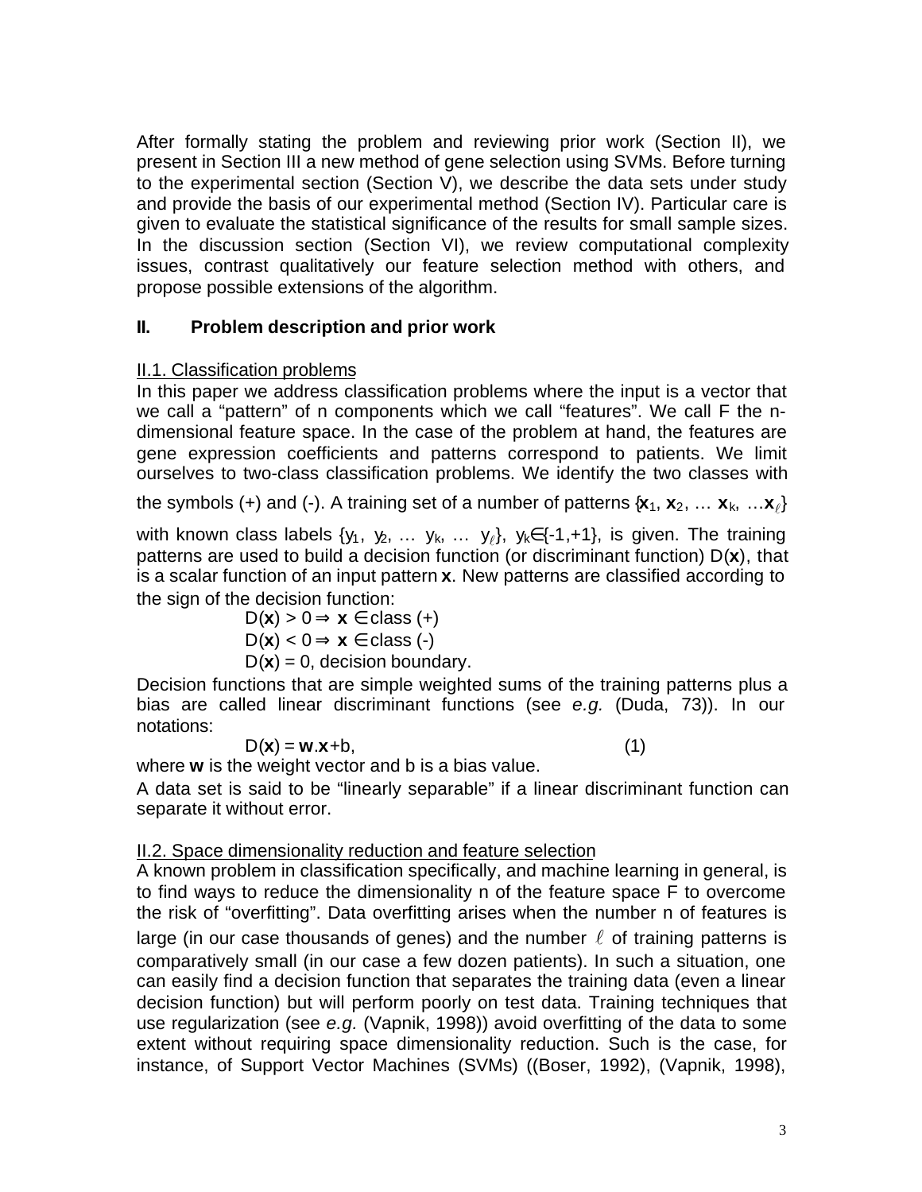After formally stating the problem and reviewing prior work (Section II), we present in Section III a new method of gene selection using SVMs. Before turning to the experimental section (Section V), we describe the data sets under study and provide the basis of our experimental method (Section IV). Particular care is given to evaluate the statistical significance of the results for small sample sizes. In the discussion section (Section VI), we review computational complexity issues, contrast qualitatively our feature selection method with others, and propose possible extensions of the algorithm.

## II. Problem description and prior work

### II.1. Classification problems

In this paper we address classification problems where the input is a vector that we call a "pattern" of n components which we call "features". We call F the n-dimensional feature space. In the case of the problem at hand, the features are gene expression coefficients and patterns correspond to patients. We limit ourselves to two-class classification problems. We identify the two classes with the symbols (+) and (-). A training set of a number of patterns $\{\mathbf{x}_1, \mathbf{x}_2, \ldots \mathbf{x}_k, \ldots \mathbf{x}_\ell\}$ with known class labels $\{y_1, y_2, \ldots y_k, \ldots y_\ell\}$, $y_k \in \{-1,+1\}$, is given. The training patterns are used to build a decision function (or discriminant function) $D(\mathbf{x})$, that is a scalar function of an input pattern $\mathbf{x}$. New patterns are classified according to the sign of the decision function:

$D(\mathbf{x}) > 0 \Rightarrow \mathbf{x} \in$ class (+)

$D(\mathbf{x}) < 0 \Rightarrow \mathbf{x} \in$ class (-)

$D(\mathbf{x}) = 0$, decision boundary.

Decision functions that are simple weighted sums of the training patterns plus a bias are called linear discriminant functions (see *e.g.* (Duda, 73)). In our notations:

$$D(\mathbf{x}) = \mathbf{w}.\mathbf{x}+b, \qquad (1)$$

where $\mathbf{w}$ is the weight vector and b is a bias value.

A data set is said to be "linearly separable" if a linear discriminant function can separate it without error.

### II.2. Space dimensionality reduction and feature selection

A known problem in classification specifically, and machine learning in general, is to find ways to reduce the dimensionality n of the feature space F to overcome the risk of "overfitting". Data overfitting arises when the number n of features is large (in our case thousands of genes) and the number $\ell$ of training patterns is comparatively small (in our case a few dozen patients). In such a situation, one can easily find a decision function that separates the training data (even a linear decision function) but will perform poorly on test data. Training techniques that use regularization (see *e.g.* (Vapnik, 1998)) avoid overfitting of the data to some extent without requiring space dimensionality reduction. Such is the case, for instance, of Support Vector Machines (SVMs) ((Boser, 1992), (Vapnik, 1998),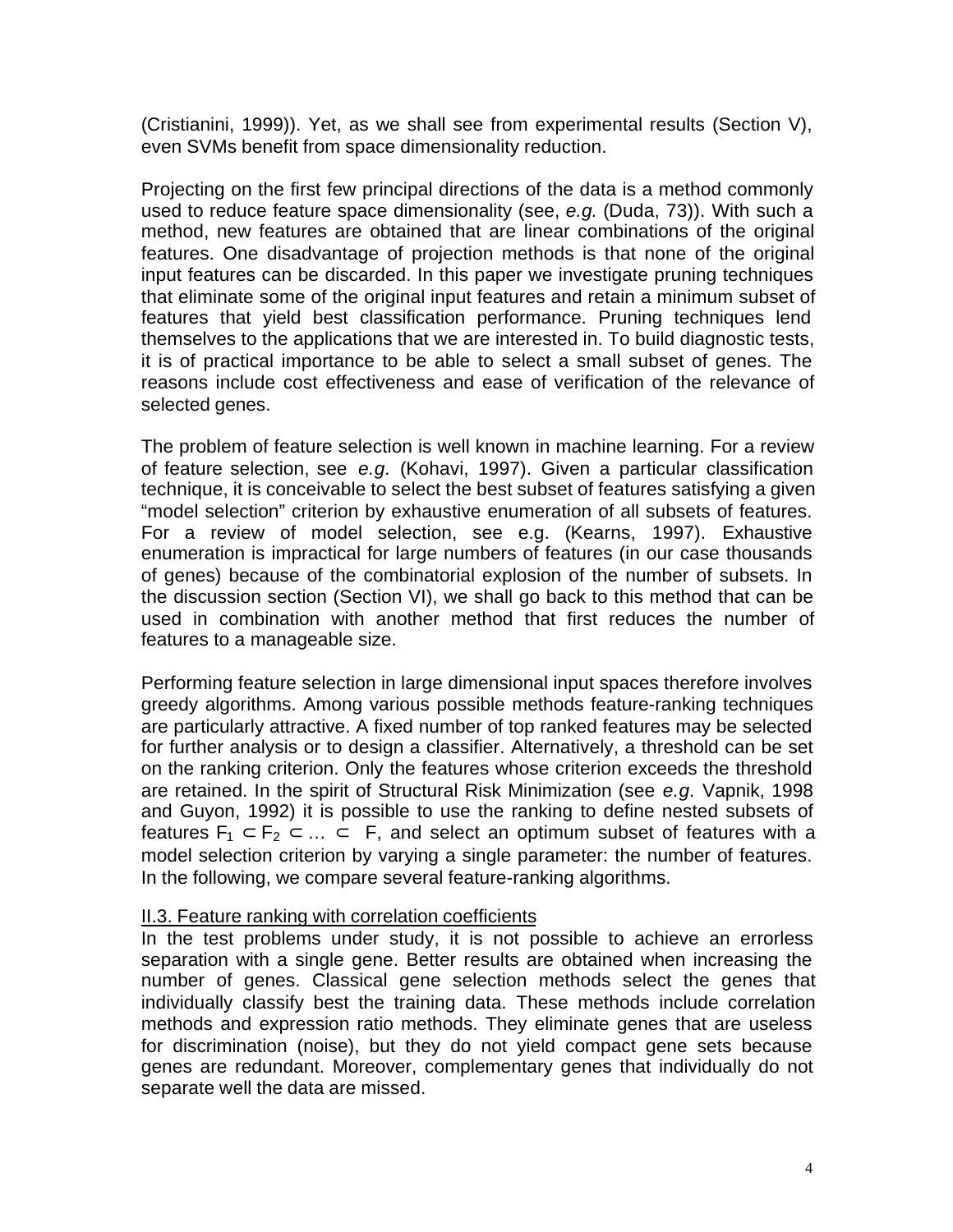(Cristianini, 1999)). Yet, as we shall see from experimental results (Section V), even SVMs benefit from space dimensionality reduction.

Projecting on the first few principal directions of the data is a method commonly used to reduce feature space dimensionality (see, *e.g.* (Duda, 73)). With such a method, new features are obtained that are linear combinations of the original features. One disadvantage of projection methods is that none of the original input features can be discarded. In this paper we investigate pruning techniques that eliminate some of the original input features and retain a minimum subset of features that yield best classification performance. Pruning techniques lend themselves to the applications that we are interested in. To build diagnostic tests, it is of practical importance to be able to select a small subset of genes. The reasons include cost effectiveness and ease of verification of the relevance of selected genes.

The problem of feature selection is well known in machine learning. For a review of feature selection, see *e.g.* (Kohavi, 1997). Given a particular classification technique, it is conceivable to select the best subset of features satisfying a given "model selection" criterion by exhaustive enumeration of all subsets of features. For a review of model selection, see e.g. (Kearns, 1997). Exhaustive enumeration is impractical for large numbers of features (in our case thousands of genes) because of the combinatorial explosion of the number of subsets. In the discussion section (Section VI), we shall go back to this method that can be used in combination with another method that first reduces the number of features to a manageable size.

Performing feature selection in large dimensional input spaces therefore involves greedy algorithms. Among various possible methods feature-ranking techniques are particularly attractive. A fixed number of top ranked features may be selected for further analysis or to design a classifier. Alternatively, a threshold can be set on the ranking criterion. Only the features whose criterion exceeds the threshold are retained. In the spirit of Structural Risk Minimization (see *e.g.* Vapnik, 1998 and Guyon, 1992) it is possible to use the ranking to define nested subsets of features $F_1 \subset F_2 \subset \ldots \subset F$, and select an optimum subset of features with a model selection criterion by varying a single parameter: the number of features. In the following, we compare several feature-ranking algorithms.

### II.3. Feature ranking with correlation coefficients

In the test problems under study, it is not possible to achieve an errorless separation with a single gene. Better results are obtained when increasing the number of genes. Classical gene selection methods select the genes that individually classify best the training data. These methods include correlation methods and expression ratio methods. They eliminate genes that are useless for discrimination (noise), but they do not yield compact gene sets because genes are redundant. Moreover, complementary genes that individually do not separate well the data are missed.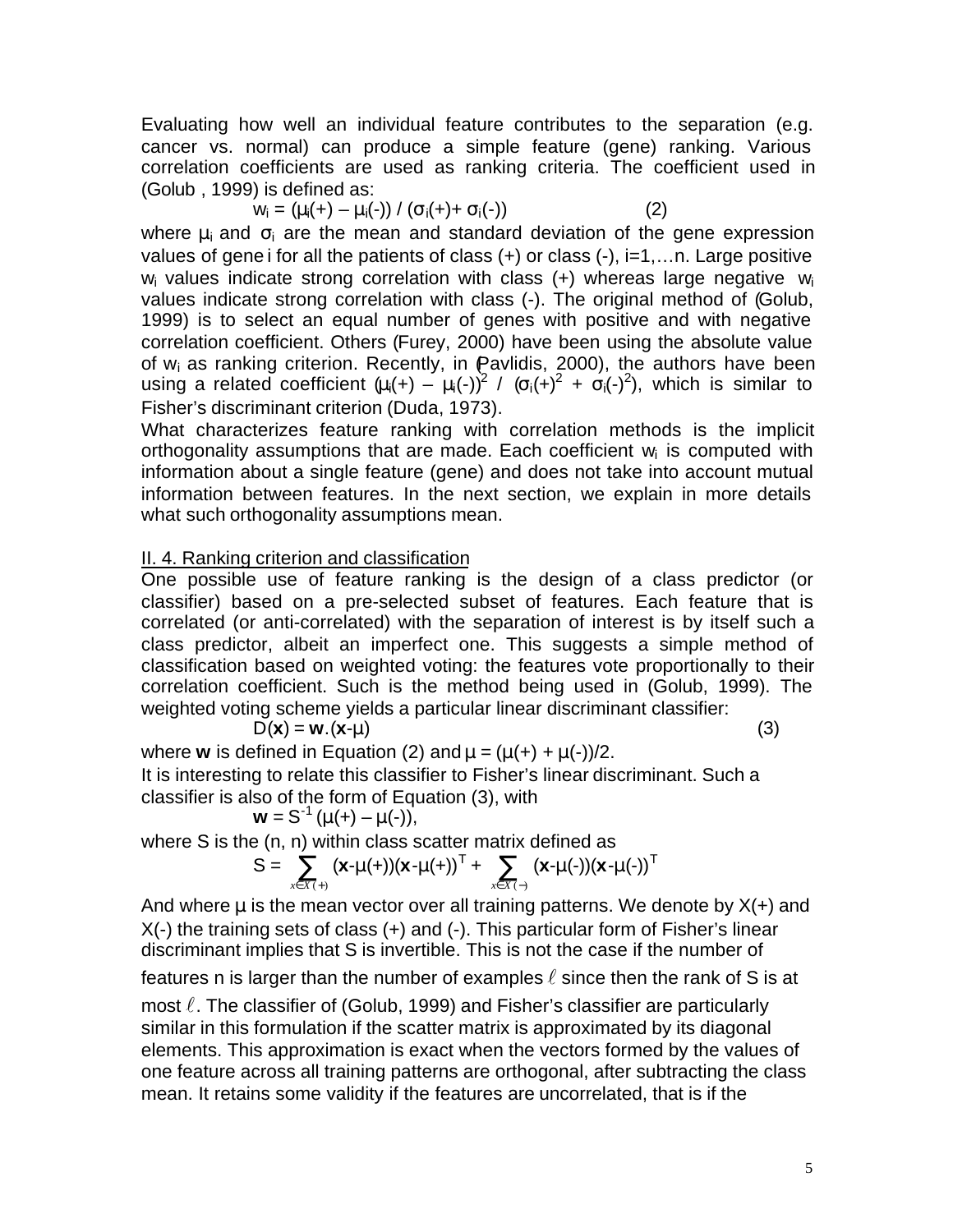Evaluating how well an individual feature contributes to the separation (e.g. cancer vs. normal) can produce a simple feature (gene) ranking. Various correlation coefficients are used as ranking criteria. The coefficient used in (Golub , 1999) is defined as:

$$w_i = (\mu_i(+) - \mu_i(-)) / (\sigma_i(+) + \sigma_i(-)) \qquad (2)$$

where $\mu_i$ and $\sigma_i$ are the mean and standard deviation of the gene expression values of gene i for all the patients of class (+) or class (-), i=1,…n. Large positive $w_i$ values indicate strong correlation with class (+) whereas large negative $w_i$ values indicate strong correlation with class (-). The original method of (Golub, 1999) is to select an equal number of genes with positive and with negative correlation coefficient. Others (Furey, 2000) have been using the absolute value of $w_i$ as ranking criterion. Recently, in (Pavlidis, 2000), the authors have been using a related coefficient $(\mu_i(+) - \mu_i(-))^2 / (\sigma_i(+)^2 + \sigma_i(-)^2)$, which is similar to Fisher's discriminant criterion (Duda, 1973).

What characterizes feature ranking with correlation methods is the implicit orthogonality assumptions that are made. Each coefficient $w_i$ is computed with information about a single feature (gene) and does not take into account mutual information between features. In the next section, we explain in more details what such orthogonality assumptions mean.

## II. 4. Ranking criterion and classification

One possible use of feature ranking is the design of a class predictor (or classifier) based on a pre-selected subset of features. Each feature that is correlated (or anti-correlated) with the separation of interest is by itself such a class predictor, albeit an imperfect one. This suggests a simple method of classification based on weighted voting: the features vote proportionally to their correlation coefficient. Such is the method being used in (Golub, 1999). The weighted voting scheme yields a particular linear discriminant classifier:

$$D(\mathbf{x}) = \mathbf{w}.(\mathbf{x}-\mu) \qquad (3)$$

where $\mathbf{w}$ is defined in Equation (2) and $\mu = (\mu(+) + \mu(-))/2$.

It is interesting to relate this classifier to Fisher's linear discriminant. Such a classifier is also of the form of Equation (3), with

$$\mathbf{w} = S^{-1}(\mu(+) - \mu(-)),$$

where S is the (n, n) within class scatter matrix defined as

$$S = \sum_{x \in X(+)} (\mathbf{x}-\mu(+))(\mathbf{x}-\mu(+))^T + \sum_{x \in X(-)} (\mathbf{x}-\mu(-))(\mathbf{x}-\mu(-))^T$$

And where $\mu$ is the mean vector over all training patterns. We denote by X(+) and X(-) the training sets of class (+) and (-). This particular form of Fisher's linear discriminant implies that S is invertible. This is not the case if the number of features n is larger than the number of examples $\ell$ since then the rank of S is at most $\ell$. The classifier of (Golub, 1999) and Fisher's classifier are particularly similar in this formulation if the scatter matrix is approximated by its diagonal elements. This approximation is exact when the vectors formed by the values of one feature across all training patterns are orthogonal, after subtracting the class mean. It retains some validity if the features are uncorrelated, that is if the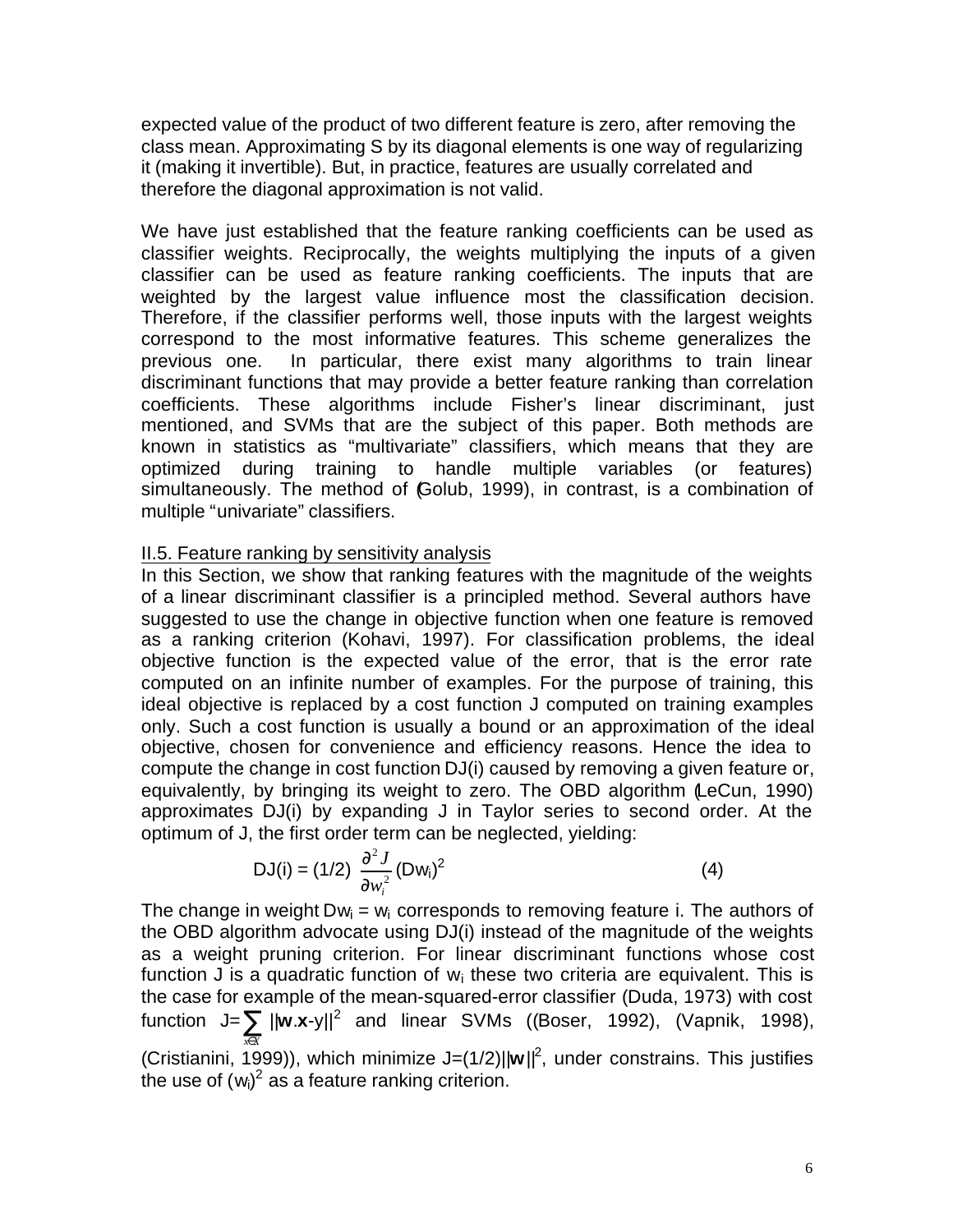expected value of the product of two different feature is zero, after removing the class mean. Approximating S by its diagonal elements is one way of regularizing it (making it invertible). But, in practice, features are usually correlated and therefore the diagonal approximation is not valid.

We have just established that the feature ranking coefficients can be used as classifier weights. Reciprocally, the weights multiplying the inputs of a given classifier can be used as feature ranking coefficients. The inputs that are weighted by the largest value influence most the classification decision. Therefore, if the classifier performs well, those inputs with the largest weights correspond to the most informative features. This scheme generalizes the previous one. In particular, there exist many algorithms to train linear discriminant functions that may provide a better feature ranking than correlation coefficients. These algorithms include Fisher's linear discriminant, just mentioned, and SVMs that are the subject of this paper. Both methods are known in statistics as "multivariate" classifiers, which means that they are optimized during training to handle multiple variables (or features) simultaneously. The method of (Golub, 1999), in contrast, is a combination of multiple "univariate" classifiers.

II.5. Feature ranking by sensitivity analysis

In this Section, we show that ranking features with the magnitude of the weights of a linear discriminant classifier is a principled method. Several authors have suggested to use the change in objective function when one feature is removed as a ranking criterion (Kohavi, 1997). For classification problems, the ideal objective function is the expected value of the error, that is the error rate computed on an infinite number of examples. For the purpose of training, this ideal objective is replaced by a cost function J computed on training examples only. Such a cost function is usually a bound or an approximation of the ideal objective, chosen for convenience and efficiency reasons. Hence the idea to compute the change in cost function $DJ(i)$ caused by removing a given feature or, equivalently, by bringing its weight to zero. The OBD algorithm (LeCun, 1990) approximates $DJ(i)$ by expanding J in Taylor series to second order. At the optimum of J, the first order term can be neglected, yielding:

$$DJ(i) = (1/2) \frac{\partial^2 J}{\partial w_i^2} (Dw_i)^2 \qquad (4)$$

The change in weight $Dw_i = w_i$ corresponds to removing feature i. The authors of the OBD algorithm advocate using $DJ(i)$ instead of the magnitude of the weights as a weight pruning criterion. For linear discriminant functions whose cost function J is a quadratic function of $w_i$ these two criteria are equivalent. This is the case for example of the mean-squared-error classifier (Duda, 1973) with cost function $J=\sum_{x \in X} ||\mathbf{w}.\mathbf{x}-y||^2$ and linear SVMs ((Boser, 1992), (Vapnik, 1998), (Cristianini, 1999)), which minimize $J=(1/2)||\mathbf{w}||^2$, under constrains. This justifies the use of $(w_i)^2$ as a feature ranking criterion.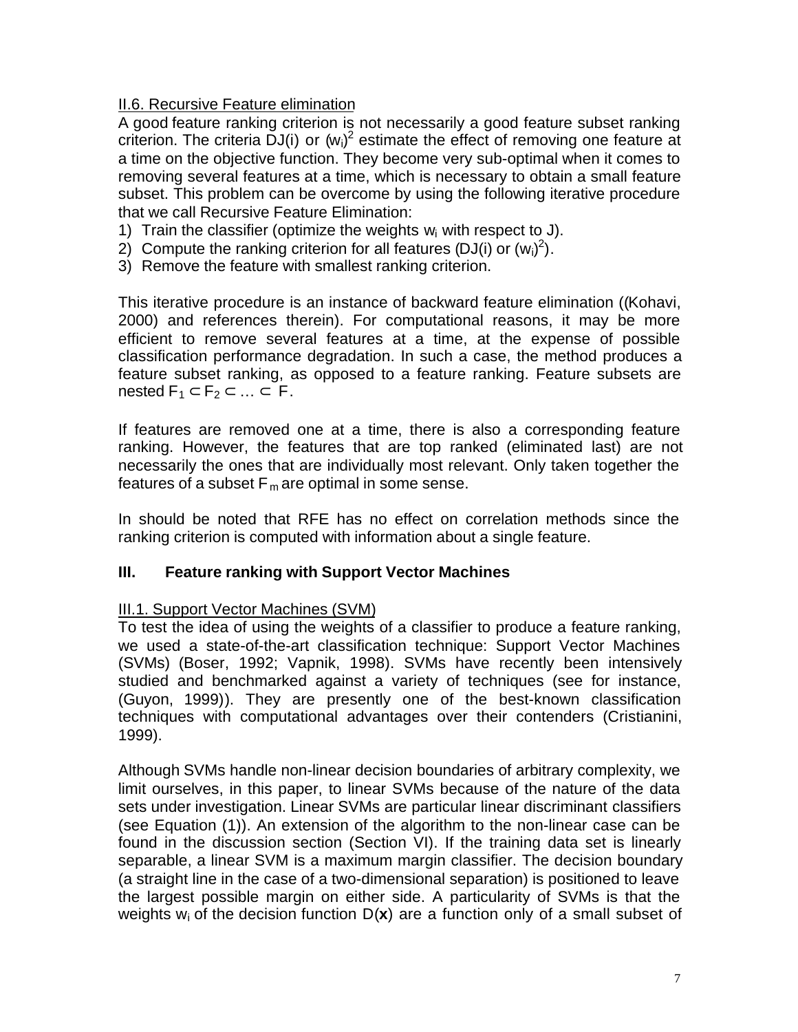### II.6. Recursive Feature elimination

A good feature ranking criterion is not necessarily a good feature subset ranking criterion. The criteria DJ(i) or $(w_i)^2$ estimate the effect of removing one feature at a time on the objective function. They become very sub-optimal when it comes to removing several features at a time, which is necessary to obtain a small feature subset. This problem can be overcome by using the following iterative procedure that we call Recursive Feature Elimination:

1) Train the classifier (optimize the weights $w_i$ with respect to J).
2) Compute the ranking criterion for all features (DJ(i) or $(w_i)^2$).
3) Remove the feature with smallest ranking criterion.

This iterative procedure is an instance of backward feature elimination ((Kohavi, 2000) and references therein). For computational reasons, it may be more efficient to remove several features at a time, at the expense of possible classification performance degradation. In such a case, the method produces a feature subset ranking, as opposed to a feature ranking. Feature subsets are nested $F_1 \subset F_2 \subset \ldots \subset F$.

If features are removed one at a time, there is also a corresponding feature ranking. However, the features that are top ranked (eliminated last) are not necessarily the ones that are individually most relevant. Only taken together the features of a subset $F_m$ are optimal in some sense.

In should be noted that RFE has no effect on correlation methods since the ranking criterion is computed with information about a single feature.

## III. Feature ranking with Support Vector Machines

### III.1. Support Vector Machines (SVM)

To test the idea of using the weights of a classifier to produce a feature ranking, we used a state-of-the-art classification technique: Support Vector Machines (SVMs) (Boser, 1992; Vapnik, 1998). SVMs have recently been intensively studied and benchmarked against a variety of techniques (see for instance, (Guyon, 1999)). They are presently one of the best-known classification techniques with computational advantages over their contenders (Cristianini, 1999).

Although SVMs handle non-linear decision boundaries of arbitrary complexity, we limit ourselves, in this paper, to linear SVMs because of the nature of the data sets under investigation. Linear SVMs are particular linear discriminant classifiers (see Equation (1)). An extension of the algorithm to the non-linear case can be found in the discussion section (Section VI). If the training data set is linearly separable, a linear SVM is a maximum margin classifier. The decision boundary (a straight line in the case of a two-dimensional separation) is positioned to leave the largest possible margin on either side. A particularity of SVMs is that the weights $w_i$ of the decision function $D(\mathbf{x})$ are a function only of a small subset of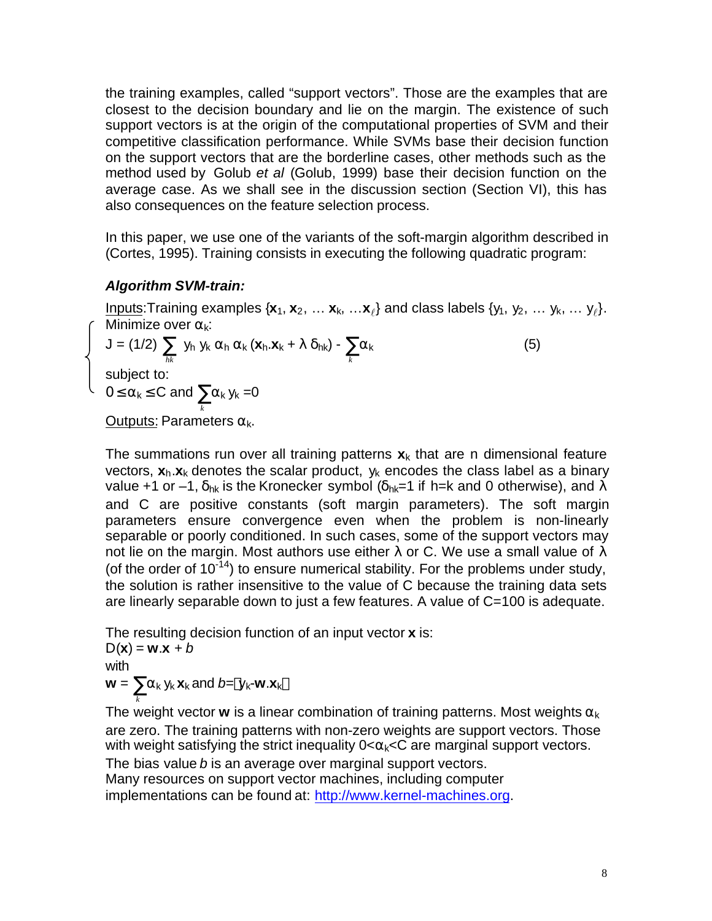the training examples, called "support vectors". Those are the examples that are closest to the decision boundary and lie on the margin. The existence of such support vectors is at the origin of the computational properties of SVM and their competitive classification performance. While SVMs base their decision function on the support vectors that are the borderline cases, other methods such as the method used by Golub *et al* (Golub, 1999) base their decision function on the average case. As we shall see in the discussion section (Section VI), this has also consequences on the feature selection process.

In this paper, we use one of the variants of the soft-margin algorithm described in (Cortes, 1995). Training consists in executing the following quadratic program:

***Algorithm SVM-train:***

Inputs: Training examples $\{\mathbf{x}_1, \mathbf{x}_2, \ldots \mathbf{x}_k, \ldots \mathbf{x}_\ell\}$ and class labels $\{y_1, y_2, \ldots y_k, \ldots y_\ell\}$.

Minimize over $\alpha_k$:

$$J = (1/2) \sum_{hk} y_h\, y_k\, \alpha_h\, \alpha_k\, (\mathbf{x}_h.\mathbf{x}_k + \lambda\, \delta_{hk}) - \sum_k \alpha_k \tag{5}$$

subject to:

$$0 \leq \alpha_k \leq C \text{ and } \sum_k \alpha_k\, y_k = 0$$

Outputs: Parameters $\alpha_k$.

The summations run over all training patterns $\mathbf{x}_k$ that are n dimensional feature vectors, $\mathbf{x}_h.\mathbf{x}_k$ denotes the scalar product, $y_k$ encodes the class label as a binary value +1 or –1, $\delta_{hk}$ is the Kronecker symbol ($\delta_{hk}$=1 if h=k and 0 otherwise), and $\lambda$ and C are positive constants (soft margin parameters). The soft margin parameters ensure convergence even when the problem is non-linearly separable or poorly conditioned. In such cases, some of the support vectors may not lie on the margin. Most authors use either $\lambda$ or C. We use a small value of $\lambda$ (of the order of $10^{-14}$) to ensure numerical stability. For the problems under study, the solution is rather insensitive to the value of C because the training data sets are linearly separable down to just a few features. A value of C=100 is adequate.

The resulting decision function of an input vector $\mathbf{x}$ is:

$$D(\mathbf{x}) = \mathbf{w}.\mathbf{x} + b$$

with

$$\mathbf{w} = \sum_k \alpha_k\, y_k\, \mathbf{x}_k \text{ and } b = \langle y_k - \mathbf{w}.\mathbf{x}_k \rangle$$

The weight vector $\mathbf{w}$ is a linear combination of training patterns. Most weights $\alpha_k$ are zero. The training patterns with non-zero weights are support vectors. Those with weight satisfying the strict inequality $0<\alpha_k<C$ are marginal support vectors. The bias value $b$ is an average over marginal support vectors.
Many resources on support vector machines, including computer implementations can be found at: http://www.kernel-machines.org.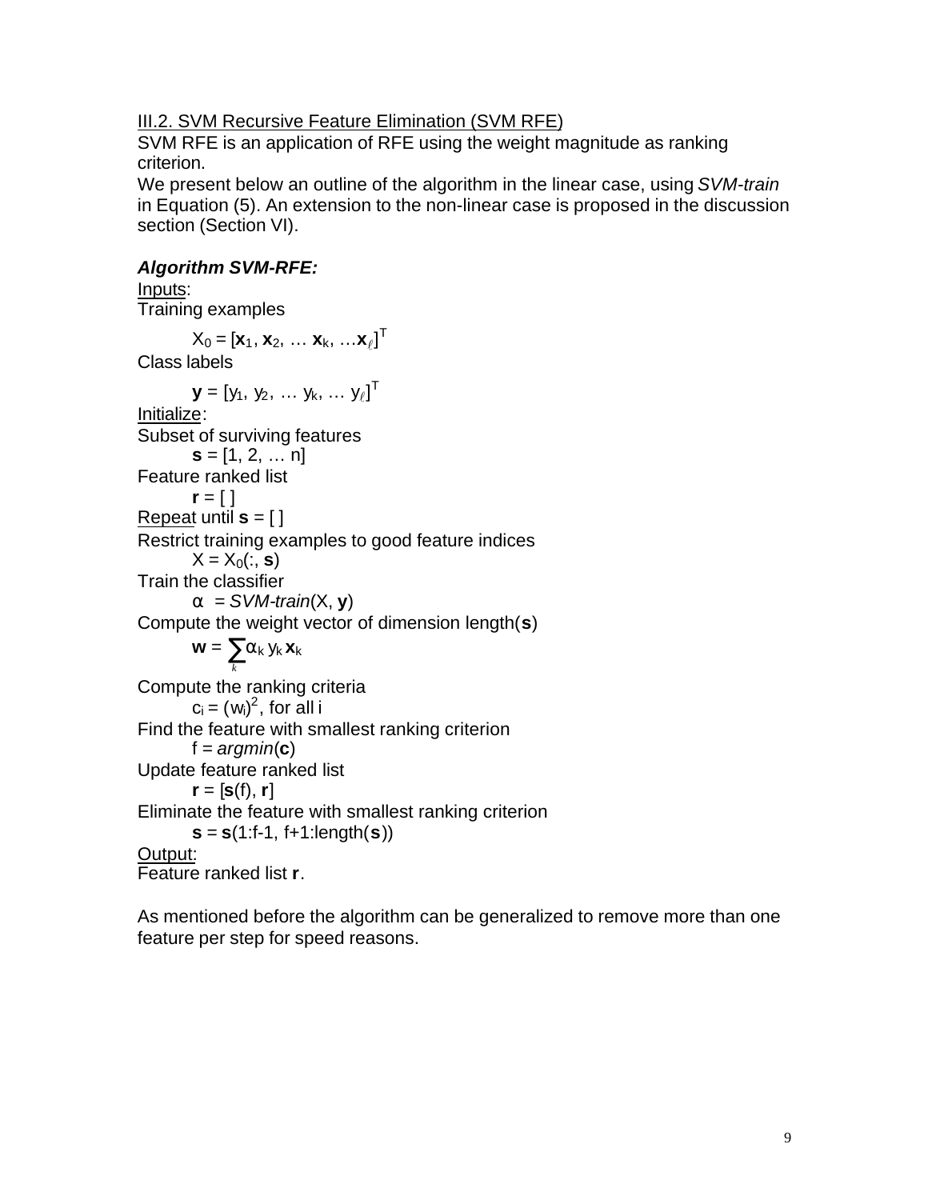III.2. SVM Recursive Feature Elimination (SVM RFE)

SVM RFE is an application of RFE using the weight magnitude as ranking criterion.

We present below an outline of the algorithm in the linear case, using *SVM-train* in Equation (5). An extension to the non-linear case is proposed in the discussion section (Section VI).

***Algorithm SVM-RFE:***

Inputs:

Training examples

$X_0 = [\mathbf{x}_1, \mathbf{x}_2, \ldots \mathbf{x}_k, \ldots \mathbf{x}_\ell]^T$

Class labels

$\mathbf{y} = [y_1, y_2, \ldots y_k, \ldots y_\ell]^T$

Initialize:

Subset of surviving features

$\mathbf{s} = [1, 2, \ldots n]$

Feature ranked list

$\mathbf{r} = [\ ]$

Repeat until $\mathbf{s} = [\ ]$

Restrict training examples to good feature indices

$X = X_0(:, \mathbf{s})$

Train the classifier

$\alpha = \textit{SVM-train}(X, \mathbf{y})$

Compute the weight vector of dimension length($\mathbf{s}$)

$\mathbf{w} = \sum_k \alpha_k y_k \mathbf{x}_k$

Compute the ranking criteria

$c_i = (w_i)^2$, for all i

Find the feature with smallest ranking criterion

$f = \textit{argmin}(\mathbf{c})$

Update feature ranked list

$\mathbf{r} = [\mathbf{s}(f), \mathbf{r}]$

Eliminate the feature with smallest ranking criterion

$\mathbf{s} = \mathbf{s}(1{:}f-1, f+1{:}\text{length}(\mathbf{s}))$

Output:

Feature ranked list **r**.

As mentioned before the algorithm can be generalized to remove more than one feature per step for speed reasons.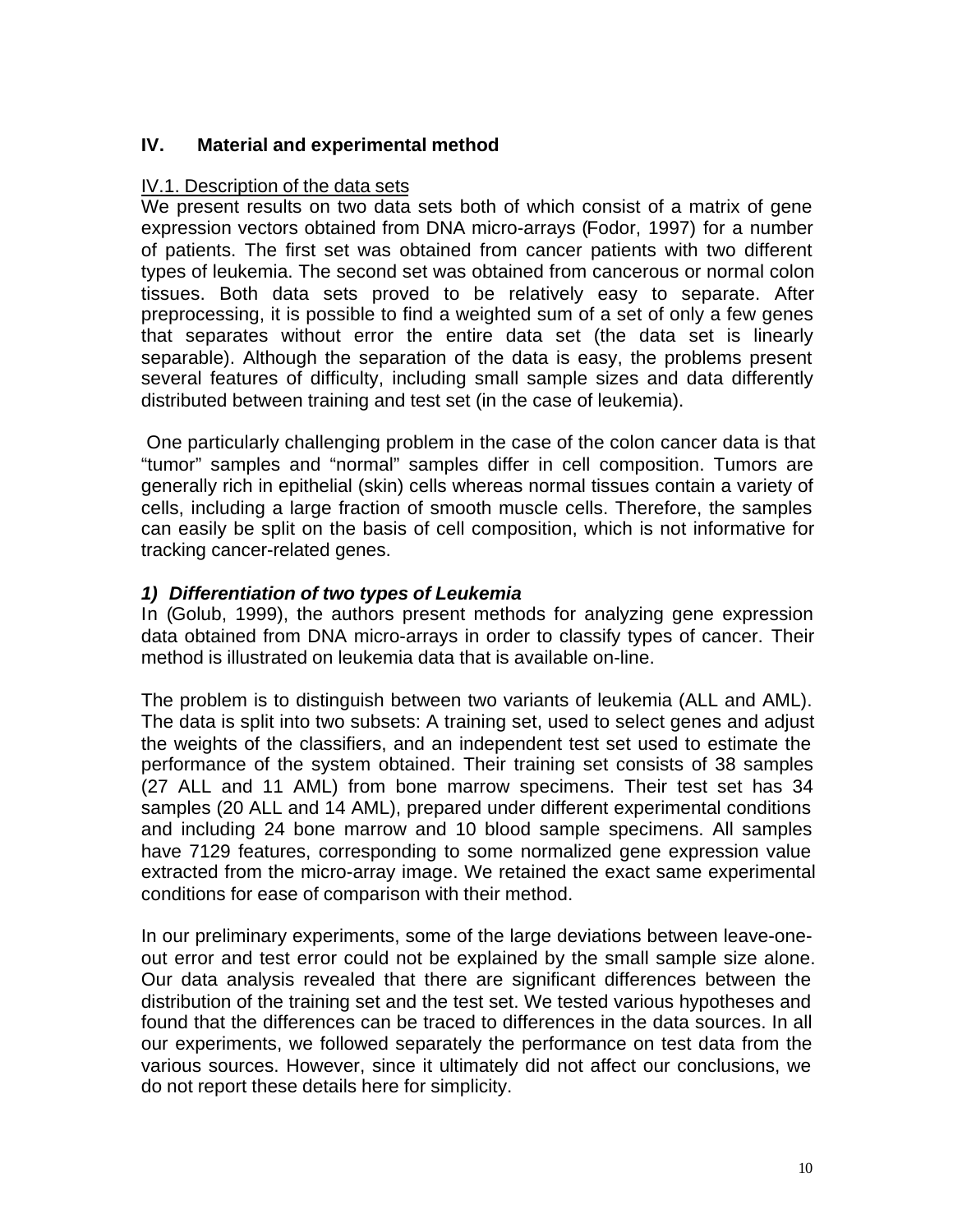# IV. Material and experimental method

## IV.1. Description of the data sets

We present results on two data sets both of which consist of a matrix of gene expression vectors obtained from DNA micro-arrays (Fodor, 1997) for a number of patients. The first set was obtained from cancer patients with two different types of leukemia. The second set was obtained from cancerous or normal colon tissues. Both data sets proved to be relatively easy to separate. After preprocessing, it is possible to find a weighted sum of a set of only a few genes that separates without error the entire data set (the data set is linearly separable). Although the separation of the data is easy, the problems present several features of difficulty, including small sample sizes and data differently distributed between training and test set (in the case of leukemia).

One particularly challenging problem in the case of the colon cancer data is that "tumor" samples and "normal" samples differ in cell composition. Tumors are generally rich in epithelial (skin) cells whereas normal tissues contain a variety of cells, including a large fraction of smooth muscle cells. Therefore, the samples can easily be split on the basis of cell composition, which is not informative for tracking cancer-related genes.

### *1) Differentiation of two types of Leukemia*

In (Golub, 1999), the authors present methods for analyzing gene expression data obtained from DNA micro-arrays in order to classify types of cancer. Their method is illustrated on leukemia data that is available on-line.

The problem is to distinguish between two variants of leukemia (ALL and AML). The data is split into two subsets: A training set, used to select genes and adjust the weights of the classifiers, and an independent test set used to estimate the performance of the system obtained. Their training set consists of 38 samples (27 ALL and 11 AML) from bone marrow specimens. Their test set has 34 samples (20 ALL and 14 AML), prepared under different experimental conditions and including 24 bone marrow and 10 blood sample specimens. All samples have 7129 features, corresponding to some normalized gene expression value extracted from the micro-array image. We retained the exact same experimental conditions for ease of comparison with their method.

In our preliminary experiments, some of the large deviations between leave-one-out error and test error could not be explained by the small sample size alone. Our data analysis revealed that there are significant differences between the distribution of the training set and the test set. We tested various hypotheses and found that the differences can be traced to differences in the data sources. In all our experiments, we followed separately the performance on test data from the various sources. However, since it ultimately did not affect our conclusions, we do not report these details here for simplicity.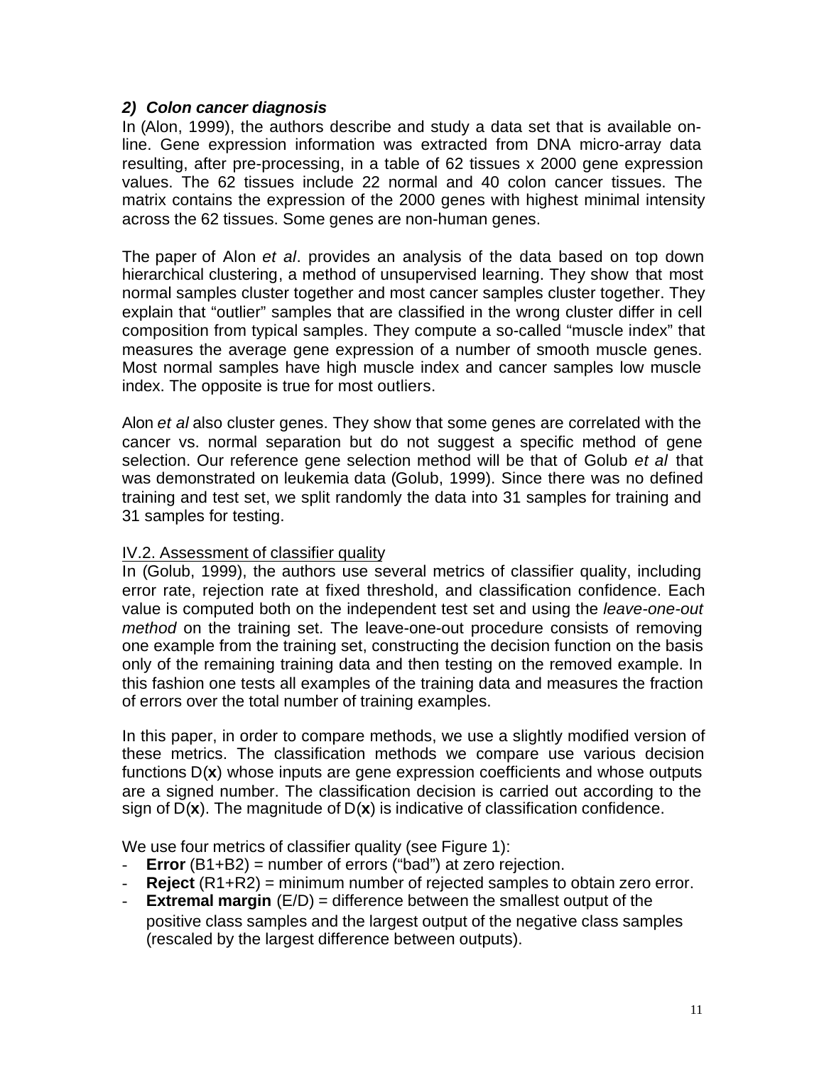### *2) Colon cancer diagnosis*

In (Alon, 1999), the authors describe and study a data set that is available on-line. Gene expression information was extracted from DNA micro-array data resulting, after pre-processing, in a table of 62 tissues x 2000 gene expression values. The 62 tissues include 22 normal and 40 colon cancer tissues. The matrix contains the expression of the 2000 genes with highest minimal intensity across the 62 tissues. Some genes are non-human genes.

The paper of Alon *et al*. provides an analysis of the data based on top down hierarchical clustering, a method of unsupervised learning. They show that most normal samples cluster together and most cancer samples cluster together. They explain that "outlier" samples that are classified in the wrong cluster differ in cell composition from typical samples. They compute a so-called "muscle index" that measures the average gene expression of a number of smooth muscle genes. Most normal samples have high muscle index and cancer samples low muscle index. The opposite is true for most outliers.

Alon *et al* also cluster genes. They show that some genes are correlated with the cancer vs. normal separation but do not suggest a specific method of gene selection. Our reference gene selection method will be that of Golub *et al* that was demonstrated on leukemia data (Golub, 1999). Since there was no defined training and test set, we split randomly the data into 31 samples for training and 31 samples for testing.

## IV.2. Assessment of classifier quality

In (Golub, 1999), the authors use several metrics of classifier quality, including error rate, rejection rate at fixed threshold, and classification confidence. Each value is computed both on the independent test set and using the *leave-one-out method* on the training set. The leave-one-out procedure consists of removing one example from the training set, constructing the decision function on the basis only of the remaining training data and then testing on the removed example. In this fashion one tests all examples of the training data and measures the fraction of errors over the total number of training examples.

In this paper, in order to compare methods, we use a slightly modified version of these metrics. The classification methods we compare use various decision functions D(**x**) whose inputs are gene expression coefficients and whose outputs are a signed number. The classification decision is carried out according to the sign of D(**x**). The magnitude of D(**x**) is indicative of classification confidence.

We use four metrics of classifier quality (see Figure 1):

- **Error** (B1+B2) = number of errors ("bad") at zero rejection.
- **Reject** (R1+R2) = minimum number of rejected samples to obtain zero error.
- **Extremal margin** (E/D) = difference between the smallest output of the positive class samples and the largest output of the negative class samples (rescaled by the largest difference between outputs).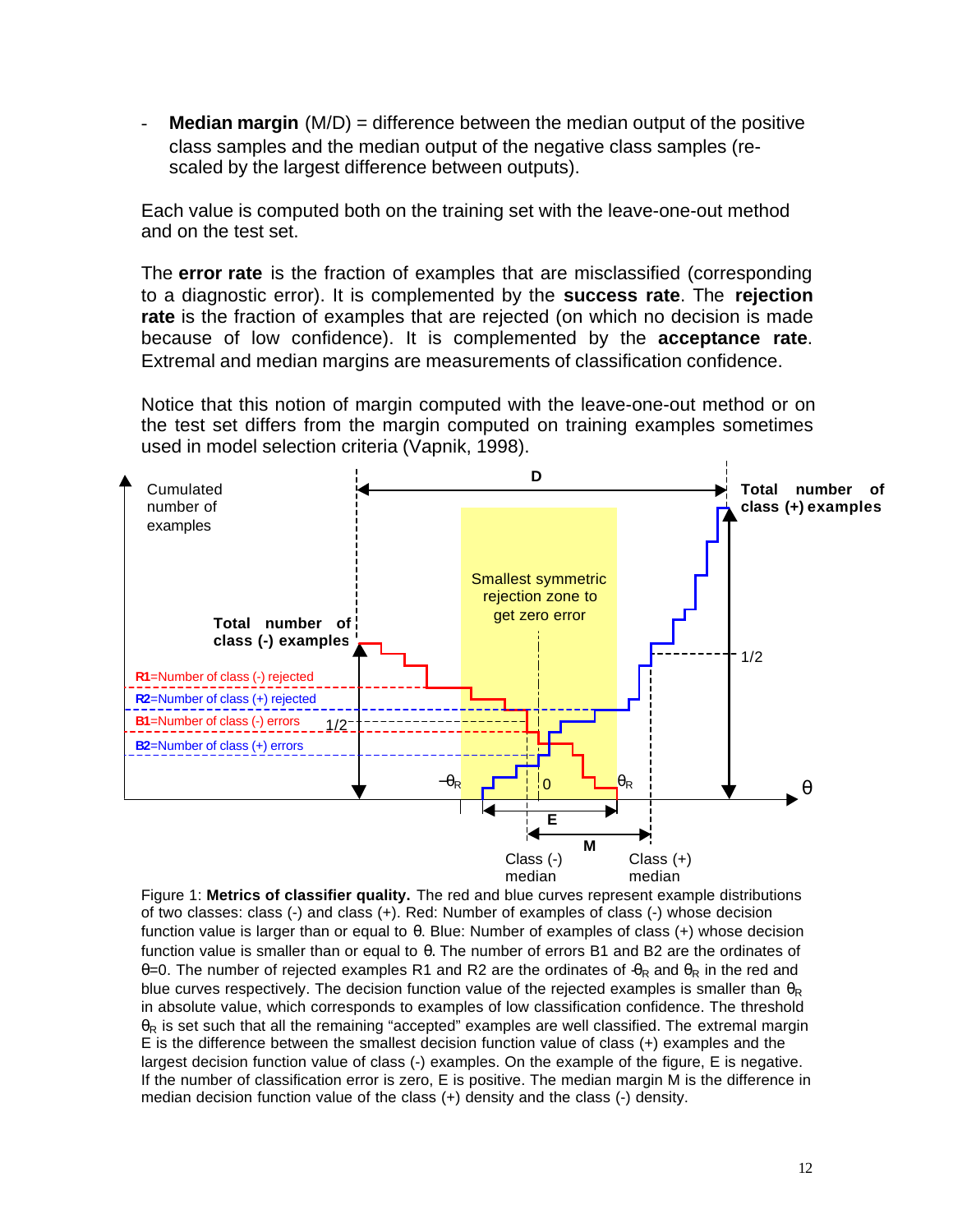- **Median margin** (M/D) = difference between the median output of the positive class samples and the median output of the negative class samples (re-scaled by the largest difference between outputs).

Each value is computed both on the training set with the leave-one-out method and on the test set.

The **error rate** is the fraction of examples that are misclassified (corresponding to a diagnostic error). It is complemented by the **success rate**. The **rejection rate** is the fraction of examples that are rejected (on which no decision is made because of low confidence). It is complemented by the **acceptance rate**. Extremal and median margins are measurements of classification confidence.

Notice that this notion of margin computed with the leave-one-out method or on the test set differs from the margin computed on training examples sometimes used in model selection criteria (Vapnik, 1998).

Figure 1: **Metrics of classifier quality.** The red and blue curves represent example distributions of two classes: class (-) and class (+). Red: Number of examples of class (-) whose decision function value is larger than or equal to $\theta$. Blue: Number of examples of class (+) whose decision function value is smaller than or equal to $\theta$. The number of errors B1 and B2 are the ordinates of $\theta=0$. The number of rejected examples R1 and R2 are the ordinates of $-\theta_R$ and $\theta_R$ in the red and blue curves respectively. The decision function value of the rejected examples is smaller than $\theta_R$ in absolute value, which corresponds to examples of low classification confidence. The threshold $\theta_R$ is set such that all the remaining "accepted" examples are well classified. The extremal margin E is the difference between the smallest decision function value of class (+) examples and the largest decision function value of class (-) examples. On the example of the figure, E is negative. If the number of classification error is zero, E is positive. The median margin M is the difference in median decision function value of the class (+) density and the class (-) density.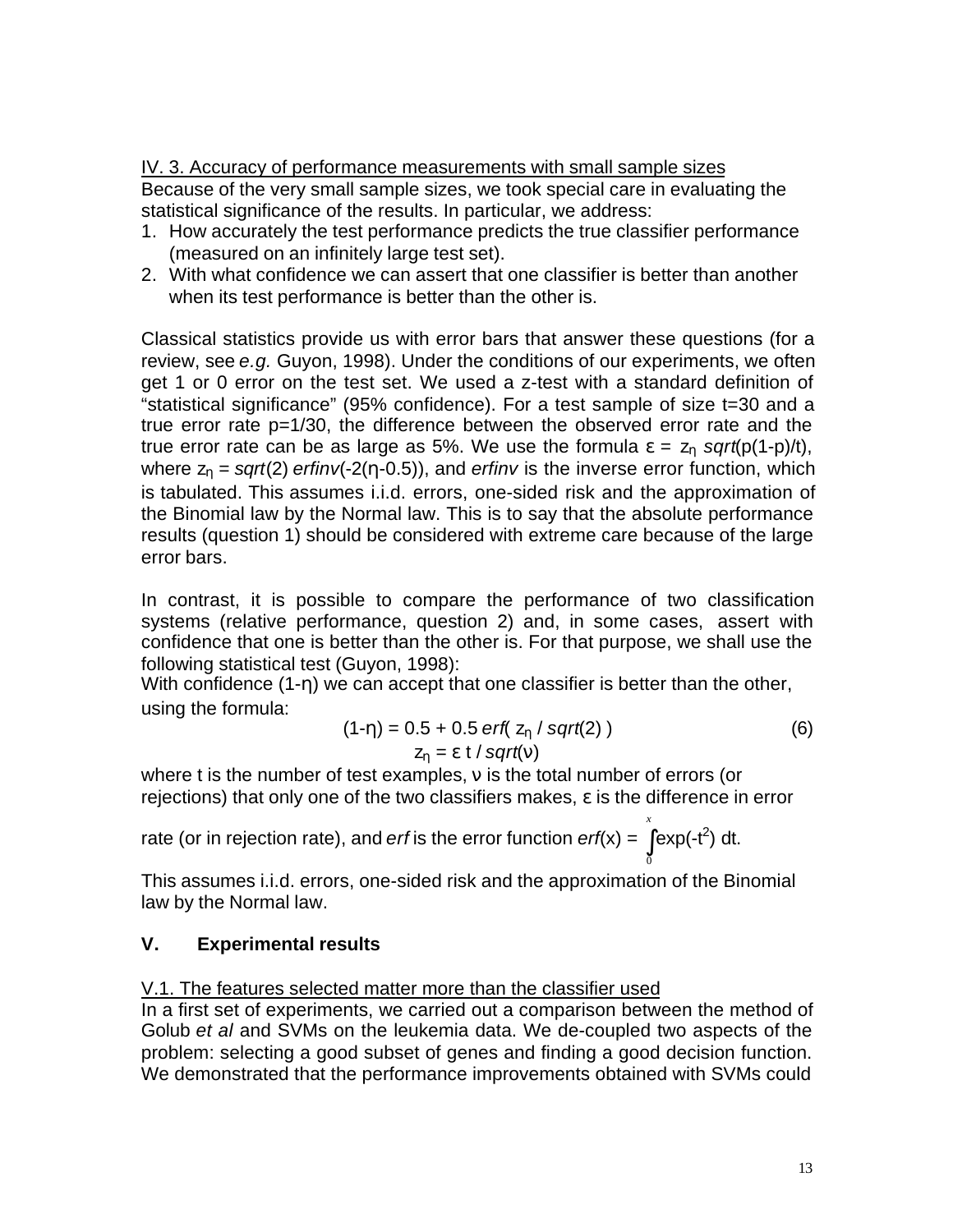IV. 3. Accuracy of performance measurements with small sample sizes

Because of the very small sample sizes, we took special care in evaluating the statistical significance of the results. In particular, we address:

1. How accurately the test performance predicts the true classifier performance (measured on an infinitely large test set).
2. With what confidence we can assert that one classifier is better than another when its test performance is better than the other is.

Classical statistics provide us with error bars that answer these questions (for a review, see *e.g.* Guyon, 1998). Under the conditions of our experiments, we often get 1 or 0 error on the test set. We used a z-test with a standard definition of "statistical significance" (95% confidence). For a test sample of size t=30 and a true error rate p=1/30, the difference between the observed error rate and the true error rate can be as large as 5%. We use the formula $\varepsilon = z_\eta \, sqrt(p(1-p)/t)$, where $z_\eta = sqrt(2) \, erfinv(-2(\eta-0.5))$, and *erfinv* is the inverse error function, which is tabulated. This assumes i.i.d. errors, one-sided risk and the approximation of the Binomial law by the Normal law. This is to say that the absolute performance results (question 1) should be considered with extreme care because of the large error bars.

In contrast, it is possible to compare the performance of two classification systems (relative performance, question 2) and, in some cases, assert with confidence that one is better than the other is. For that purpose, we shall use the following statistical test (Guyon, 1998):

With confidence $(1-\eta)$ we can accept that one classifier is better than the other, using the formula:

$$(1-\eta) = 0.5 + 0.5 \, erf( z_\eta / sqrt(2) ) \qquad (6)$$

$$z_\eta = \varepsilon \, t / sqrt(\nu)$$

where t is the number of test examples, $\nu$ is the total number of errors (or rejections) that only one of the two classifiers makes, $\varepsilon$ is the difference in error rate (or in rejection rate), and *erf* is the error function $erf(x) = \int_0^x \exp(-t^2) \, dt$.

This assumes i.i.d. errors, one-sided risk and the approximation of the Binomial law by the Normal law.

## V. Experimental results

V.1. The features selected matter more than the classifier used

In a first set of experiments, we carried out a comparison between the method of Golub *et al* and SVMs on the leukemia data. We de-coupled two aspects of the problem: selecting a good subset of genes and finding a good decision function. We demonstrated that the performance improvements obtained with SVMs could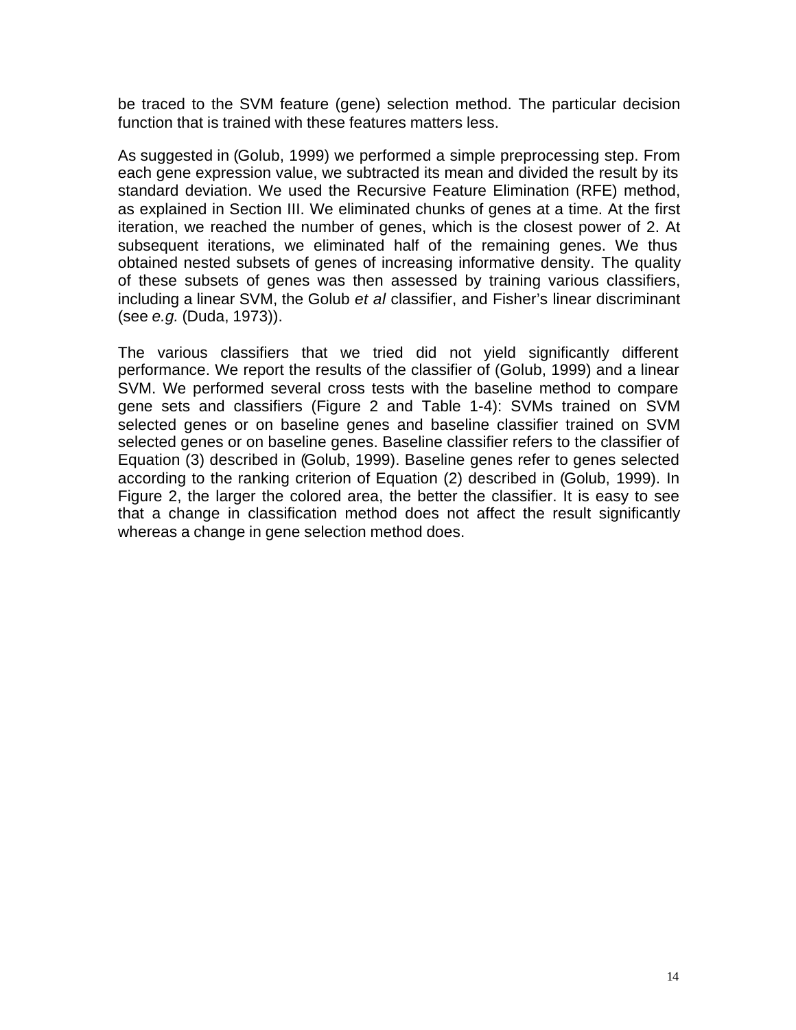be traced to the SVM feature (gene) selection method. The particular decision function that is trained with these features matters less.

As suggested in (Golub, 1999) we performed a simple preprocessing step. From each gene expression value, we subtracted its mean and divided the result by its standard deviation. We used the Recursive Feature Elimination (RFE) method, as explained in Section III. We eliminated chunks of genes at a time. At the first iteration, we reached the number of genes, which is the closest power of 2. At subsequent iterations, we eliminated half of the remaining genes. We thus obtained nested subsets of genes of increasing informative density. The quality of these subsets of genes was then assessed by training various classifiers, including a linear SVM, the Golub *et al* classifier, and Fisher's linear discriminant (see *e.g.* (Duda, 1973)).

The various classifiers that we tried did not yield significantly different performance. We report the results of the classifier of (Golub, 1999) and a linear SVM. We performed several cross tests with the baseline method to compare gene sets and classifiers (Figure 2 and Table 1-4): SVMs trained on SVM selected genes or on baseline genes and baseline classifier trained on SVM selected genes or on baseline genes. Baseline classifier refers to the classifier of Equation (3) described in (Golub, 1999). Baseline genes refer to genes selected according to the ranking criterion of Equation (2) described in (Golub, 1999). In Figure 2, the larger the colored area, the better the classifier. It is easy to see that a change in classification method does not affect the result significantly whereas a change in gene selection method does.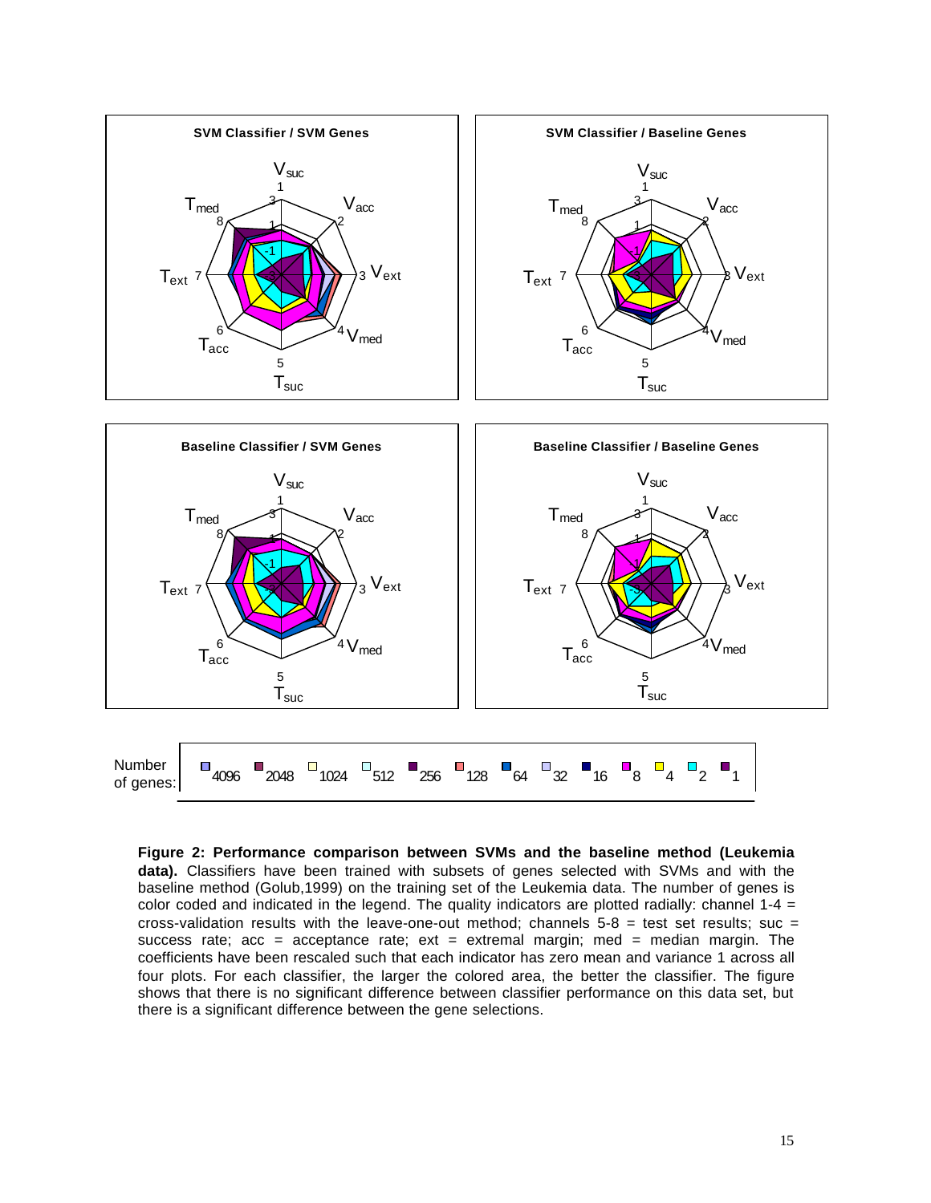**Figure 2: Performance comparison between SVMs and the baseline method (Leukemia data).** Classifiers have been trained with subsets of genes selected with SVMs and with the baseline method (Golub,1999) on the training set of the Leukemia data. The number of genes is color coded and indicated in the legend. The quality indicators are plotted radially: channel 1-4 = cross-validation results with the leave-one-out method; channels 5-8 = test set results; suc = success rate; acc = acceptance rate; ext = extremal margin; med = median margin. The coefficients have been rescaled such that each indicator has zero mean and variance 1 across all four plots. For each classifier, the larger the colored area, the better the classifier. The figure shows that there is no significant difference between classifier performance on this data set, but there is a significant difference between the gene selections.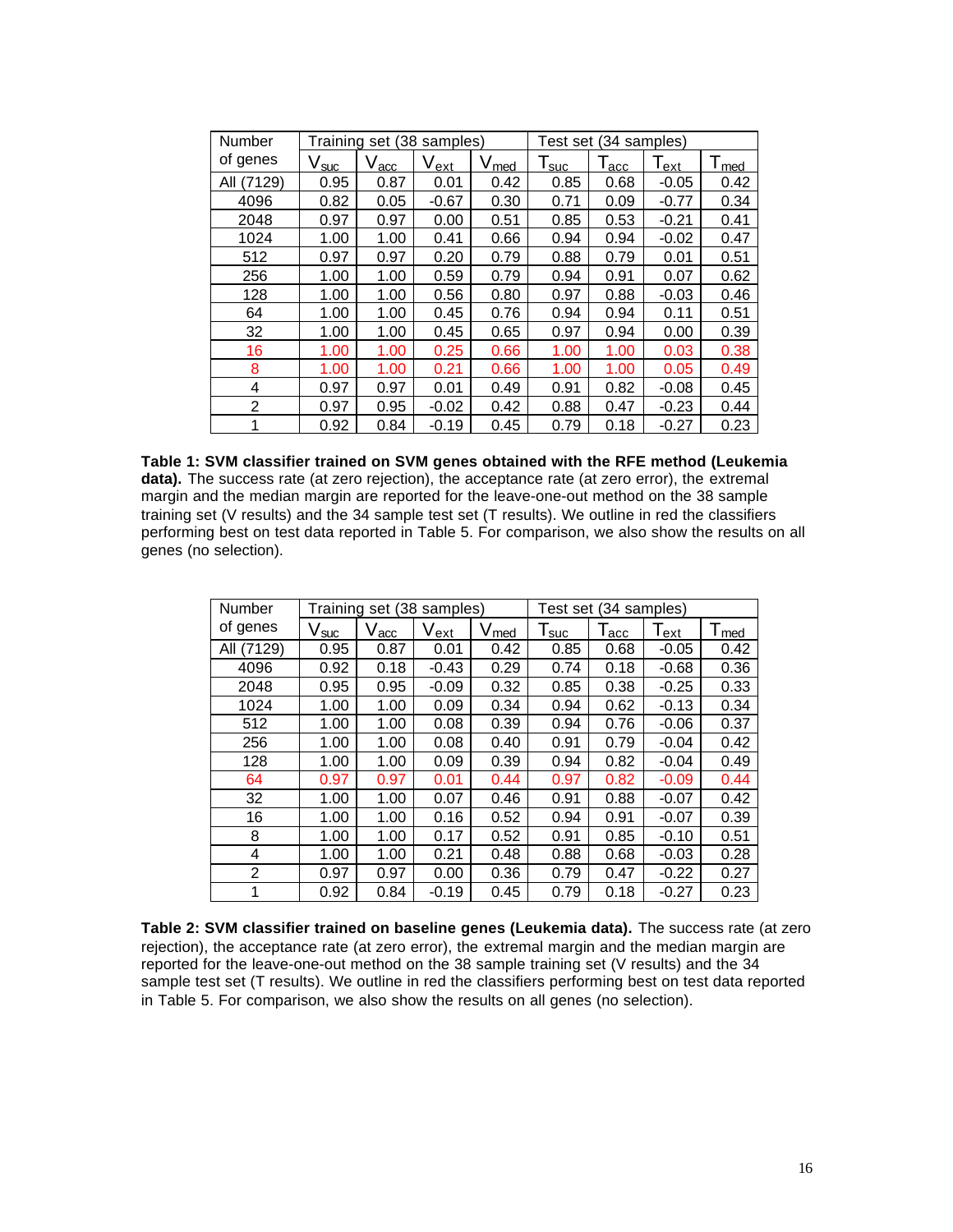| Number of genes | Training set (38 samples) | | | | Test set (34 samples) | | | |
|---|---|---|---|---|---|---|---|---|
| | $V_{suc}$ | $V_{acc}$ | $V_{ext}$ | $V_{med}$ | $T_{suc}$ | $T_{acc}$ | $T_{ext}$ | $T_{med}$ |
| All (7129) | 0.95 | 0.87 | 0.01 | 0.42 | 0.85 | 0.68 | -0.05 | 0.42 |
| 4096 | 0.82 | 0.05 | -0.67 | 0.30 | 0.71 | 0.09 | -0.77 | 0.34 |
| 2048 | 0.97 | 0.97 | 0.00 | 0.51 | 0.85 | 0.53 | -0.21 | 0.41 |
| 1024 | 1.00 | 1.00 | 0.41 | 0.66 | 0.94 | 0.94 | -0.02 | 0.47 |
| 512 | 0.97 | 0.97 | 0.20 | 0.79 | 0.88 | 0.79 | 0.01 | 0.51 |
| 256 | 1.00 | 1.00 | 0.59 | 0.79 | 0.94 | 0.91 | 0.07 | 0.62 |
| 128 | 1.00 | 1.00 | 0.56 | 0.80 | 0.97 | 0.88 | -0.03 | 0.46 |
| 64 | 1.00 | 1.00 | 0.45 | 0.76 | 0.94 | 0.94 | 0.11 | 0.51 |
| 32 | 1.00 | 1.00 | 0.45 | 0.65 | 0.97 | 0.94 | 0.00 | 0.39 |
| 16 | 1.00 | 1.00 | 0.25 | 0.66 | 1.00 | 1.00 | 0.03 | 0.38 |
| 8 | 1.00 | 1.00 | 0.21 | 0.66 | 1.00 | 1.00 | 0.05 | 0.49 |
| 4 | 0.97 | 0.97 | 0.01 | 0.49 | 0.91 | 0.82 | -0.08 | 0.45 |
| 2 | 0.97 | 0.95 | -0.02 | 0.42 | 0.88 | 0.47 | -0.23 | 0.44 |
| 1 | 0.92 | 0.84 | -0.19 | 0.45 | 0.79 | 0.18 | -0.27 | 0.23 |

**Table 1: SVM classifier trained on SVM genes obtained with the RFE method (Leukemia data).** The success rate (at zero rejection), the acceptance rate (at zero error), the extremal margin and the median margin are reported for the leave-one-out method on the 38 sample training set (V results) and the 34 sample test set (T results). We outline in red the classifiers performing best on test data reported in Table 5. For comparison, we also show the results on all genes (no selection).

| Number of genes | Training set (38 samples) | | | | Test set (34 samples) | | | |
|---|---|---|---|---|---|---|---|---|
| | $V_{suc}$ | $V_{acc}$ | $V_{ext}$ | $V_{med}$ | $T_{suc}$ | $T_{acc}$ | $T_{ext}$ | $T_{med}$ |
| All (7129) | 0.95 | 0.87 | 0.01 | 0.42 | 0.85 | 0.68 | -0.05 | 0.42 |
| 4096 | 0.92 | 0.18 | -0.43 | 0.29 | 0.74 | 0.18 | -0.68 | 0.36 |
| 2048 | 0.95 | 0.95 | -0.09 | 0.32 | 0.85 | 0.38 | -0.25 | 0.33 |
| 1024 | 1.00 | 1.00 | 0.09 | 0.34 | 0.94 | 0.62 | -0.13 | 0.34 |
| 512 | 1.00 | 1.00 | 0.08 | 0.39 | 0.94 | 0.76 | -0.06 | 0.37 |
| 256 | 1.00 | 1.00 | 0.08 | 0.40 | 0.91 | 0.79 | -0.04 | 0.42 |
| 128 | 1.00 | 1.00 | 0.09 | 0.39 | 0.94 | 0.82 | -0.04 | 0.49 |
| 64 | 0.97 | 0.97 | 0.01 | 0.44 | 0.97 | 0.82 | -0.09 | 0.44 |
| 32 | 1.00 | 1.00 | 0.07 | 0.46 | 0.91 | 0.88 | -0.07 | 0.42 |
| 16 | 1.00 | 1.00 | 0.16 | 0.52 | 0.94 | 0.91 | -0.07 | 0.39 |
| 8 | 1.00 | 1.00 | 0.17 | 0.52 | 0.91 | 0.85 | -0.10 | 0.51 |
| 4 | 1.00 | 1.00 | 0.21 | 0.48 | 0.88 | 0.68 | -0.03 | 0.28 |
| 2 | 0.97 | 0.97 | 0.00 | 0.36 | 0.79 | 0.47 | -0.22 | 0.27 |
| 1 | 0.92 | 0.84 | -0.19 | 0.45 | 0.79 | 0.18 | -0.27 | 0.23 |

**Table 2: SVM classifier trained on baseline genes (Leukemia data).** The success rate (at zero rejection), the acceptance rate (at zero error), the extremal margin and the median margin are reported for the leave-one-out method on the 38 sample training set (V results) and the 34 sample test set (T results). We outline in red the classifiers performing best on test data reported in Table 5. For comparison, we also show the results on all genes (no selection).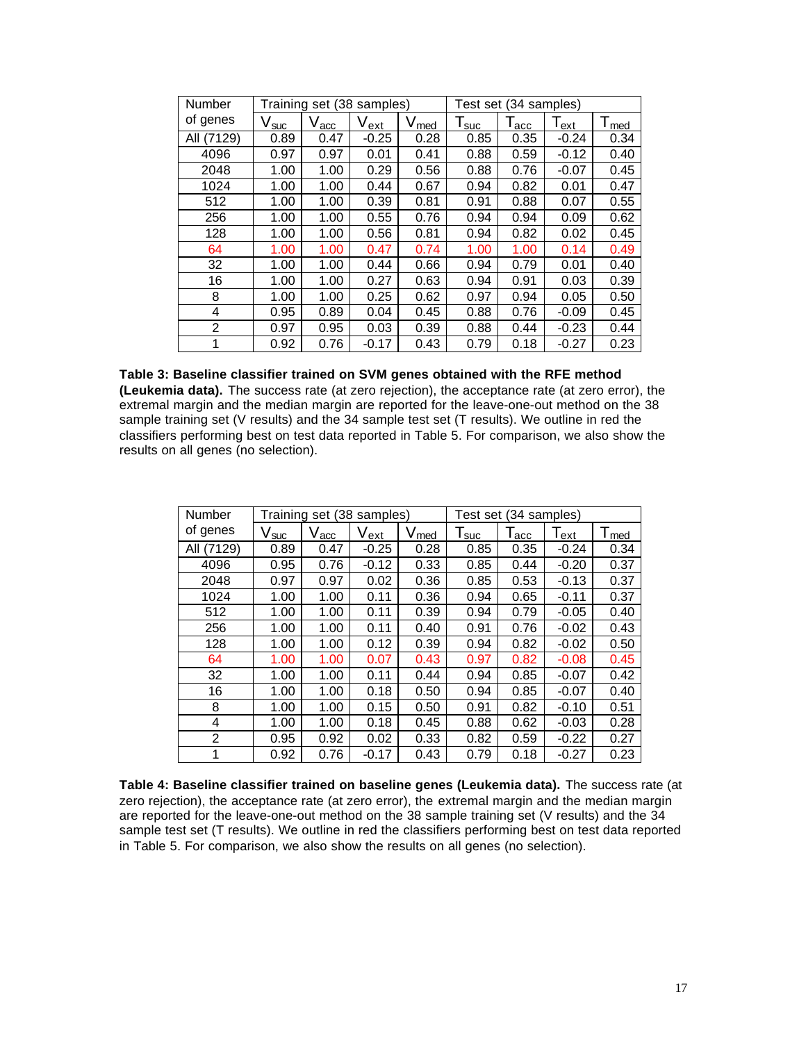| Number of genes | Training set (38 samples) | | | | Test set (34 samples) | | | |
|---|---|---|---|---|---|---|---|---|
| | $V_{suc}$ | $V_{acc}$ | $V_{ext}$ | $V_{med}$ | $T_{suc}$ | $T_{acc}$ | $T_{ext}$ | $T_{med}$ |
| All (7129) | 0.89 | 0.47 | -0.25 | 0.28 | 0.85 | 0.35 | -0.24 | 0.34 |
| 4096 | 0.97 | 0.97 | 0.01 | 0.41 | 0.88 | 0.59 | -0.12 | 0.40 |
| 2048 | 1.00 | 1.00 | 0.29 | 0.56 | 0.88 | 0.76 | -0.07 | 0.45 |
| 1024 | 1.00 | 1.00 | 0.44 | 0.67 | 0.94 | 0.82 | 0.01 | 0.47 |
| 512 | 1.00 | 1.00 | 0.39 | 0.81 | 0.91 | 0.88 | 0.07 | 0.55 |
| 256 | 1.00 | 1.00 | 0.55 | 0.76 | 0.94 | 0.94 | 0.09 | 0.62 |
| 128 | 1.00 | 1.00 | 0.56 | 0.81 | 0.94 | 0.82 | 0.02 | 0.45 |
| 64 | 1.00 | 1.00 | 0.47 | 0.74 | 1.00 | 1.00 | 0.14 | 0.49 |
| 32 | 1.00 | 1.00 | 0.44 | 0.66 | 0.94 | 0.79 | 0.01 | 0.40 |
| 16 | 1.00 | 1.00 | 0.27 | 0.63 | 0.94 | 0.91 | 0.03 | 0.39 |
| 8 | 1.00 | 1.00 | 0.25 | 0.62 | 0.97 | 0.94 | 0.05 | 0.50 |
| 4 | 0.95 | 0.89 | 0.04 | 0.45 | 0.88 | 0.76 | -0.09 | 0.45 |
| 2 | 0.97 | 0.95 | 0.03 | 0.39 | 0.88 | 0.44 | -0.23 | 0.44 |
| 1 | 0.92 | 0.76 | -0.17 | 0.43 | 0.79 | 0.18 | -0.27 | 0.23 |

**Table 3: Baseline classifier trained on SVM genes obtained with the RFE method (Leukemia data).** The success rate (at zero rejection), the acceptance rate (at zero error), the extremal margin and the median margin are reported for the leave-one-out method on the 38 sample training set (V results) and the 34 sample test set (T results). We outline in red the classifiers performing best on test data reported in Table 5. For comparison, we also show the results on all genes (no selection).

| Number of genes | Training set (38 samples) | | | | Test set (34 samples) | | | |
|---|---|---|---|---|---|---|---|---|
| | $V_{suc}$ | $V_{acc}$ | $V_{ext}$ | $V_{med}$ | $T_{suc}$ | $T_{acc}$ | $T_{ext}$ | $T_{med}$ |
| All (7129) | 0.89 | 0.47 | -0.25 | 0.28 | 0.85 | 0.35 | -0.24 | 0.34 |
| 4096 | 0.95 | 0.76 | -0.12 | 0.33 | 0.85 | 0.44 | -0.20 | 0.37 |
| 2048 | 0.97 | 0.97 | 0.02 | 0.36 | 0.85 | 0.53 | -0.13 | 0.37 |
| 1024 | 1.00 | 1.00 | 0.11 | 0.36 | 0.94 | 0.65 | -0.11 | 0.37 |
| 512 | 1.00 | 1.00 | 0.11 | 0.39 | 0.94 | 0.79 | -0.05 | 0.40 |
| 256 | 1.00 | 1.00 | 0.11 | 0.40 | 0.91 | 0.76 | -0.02 | 0.43 |
| 128 | 1.00 | 1.00 | 0.12 | 0.39 | 0.94 | 0.82 | -0.02 | 0.50 |
| 64 | 1.00 | 1.00 | 0.07 | 0.43 | 0.97 | 0.82 | -0.08 | 0.45 |
| 32 | 1.00 | 1.00 | 0.11 | 0.44 | 0.94 | 0.85 | -0.07 | 0.42 |
| 16 | 1.00 | 1.00 | 0.18 | 0.50 | 0.94 | 0.85 | -0.07 | 0.40 |
| 8 | 1.00 | 1.00 | 0.15 | 0.50 | 0.91 | 0.82 | -0.10 | 0.51 |
| 4 | 1.00 | 1.00 | 0.18 | 0.45 | 0.88 | 0.62 | -0.03 | 0.28 |
| 2 | 0.95 | 0.92 | 0.02 | 0.33 | 0.82 | 0.59 | -0.22 | 0.27 |
| 1 | 0.92 | 0.76 | -0.17 | 0.43 | 0.79 | 0.18 | -0.27 | 0.23 |

**Table 4: Baseline classifier trained on baseline genes (Leukemia data).** The success rate (at zero rejection), the acceptance rate (at zero error), the extremal margin and the median margin are reported for the leave-one-out method on the 38 sample training set (V results) and the 34 sample test set (T results). We outline in red the classifiers performing best on test data reported in Table 5. For comparison, we also show the results on all genes (no selection).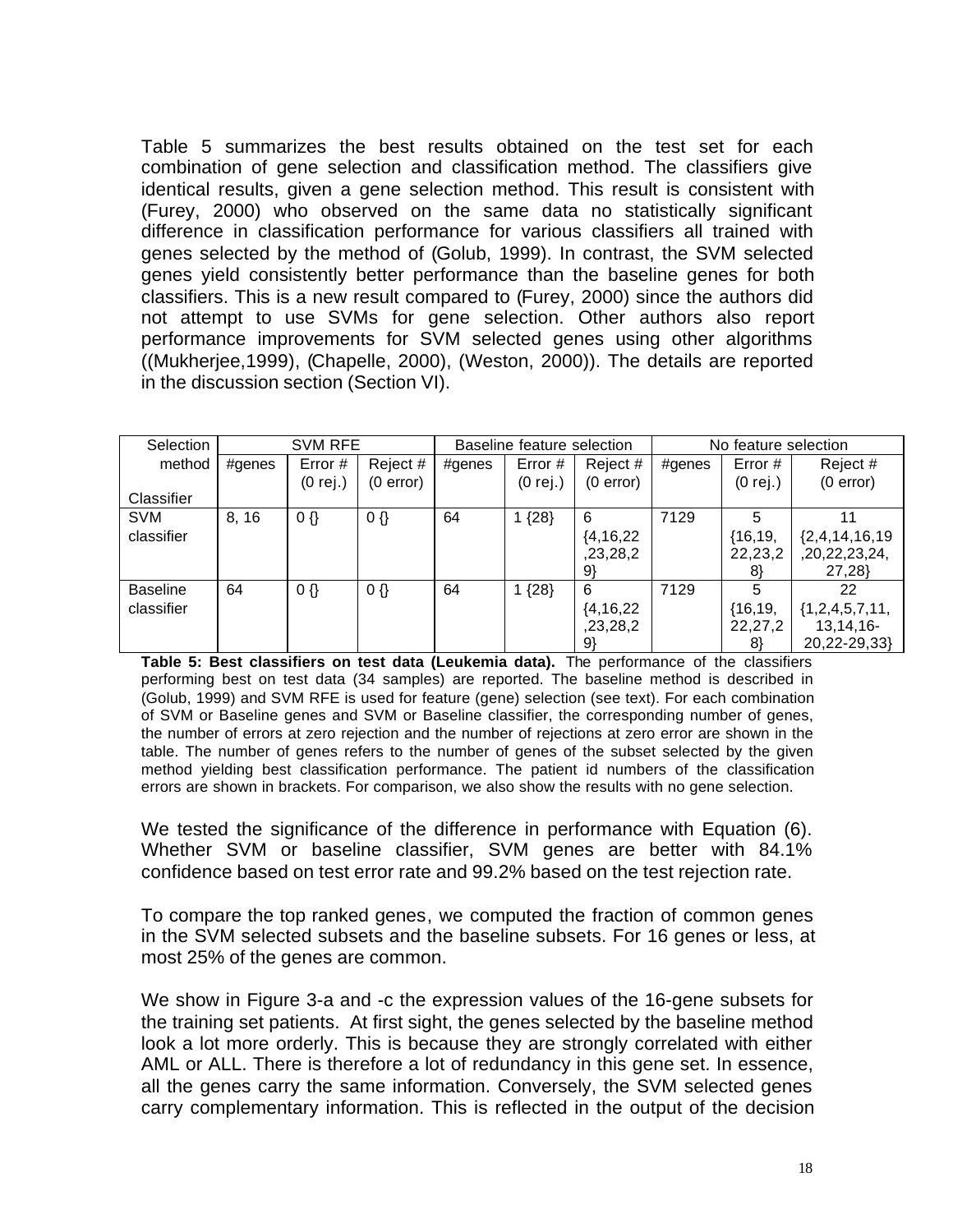Table 5 summarizes the best results obtained on the test set for each combination of gene selection and classification method. The classifiers give identical results, given a gene selection method. This result is consistent with (Furey, 2000) who observed on the same data no statistically significant difference in classification performance for various classifiers all trained with genes selected by the method of (Golub, 1999). In contrast, the SVM selected genes yield consistently better performance than the baseline genes for both classifiers. This is a new result compared to (Furey, 2000) since the authors did not attempt to use SVMs for gene selection. Other authors also report performance improvements for SVM selected genes using other algorithms ((Mukherjee,1999), (Chapelle, 2000), (Weston, 2000)). The details are reported in the discussion section (Section VI).

| Selection method / Classifier | SVM RFE | | | Baseline feature selection | | | No feature selection | | |
|---|---|---|---|---|---|---|---|---|---|
| | #genes | Error # (0 rej.) | Reject # (0 error) | #genes | Error # (0 rej.) | Reject # (0 error) | #genes | Error # (0 rej.) | Reject # (0 error) |
| SVM classifier | 8, 16 | 0 {} | 0 {} | 64 | 1 {28} | 6 {4,16,22,23,28,29} | 7129 | 5 {16,19,22,23,28} | 11 {2,4,14,16,19,20,22,23,24,27,28} |
| Baseline classifier | 64 | 0 {} | 0 {} | 64 | 1 {28} | 6 {4,16,22,23,28,29} | 7129 | 5 {16,19,22,27,28} | 22 {1,2,4,5,7,11,13,14,16-20,22-29,33} |

**Table 5: Best classifiers on test data (Leukemia data).** The performance of the classifiers performing best on test data (34 samples) are reported. The baseline method is described in (Golub, 1999) and SVM RFE is used for feature (gene) selection (see text). For each combination of SVM or Baseline genes and SVM or Baseline classifier, the corresponding number of genes, the number of errors at zero rejection and the number of rejections at zero error are shown in the table. The number of genes refers to the number of genes of the subset selected by the given method yielding best classification performance. The patient id numbers of the classification errors are shown in brackets. For comparison, we also show the results with no gene selection.

We tested the significance of the difference in performance with Equation (6). Whether SVM or baseline classifier, SVM genes are better with 84.1% confidence based on test error rate and 99.2% based on the test rejection rate.

To compare the top ranked genes, we computed the fraction of common genes in the SVM selected subsets and the baseline subsets. For 16 genes or less, at most 25% of the genes are common.

We show in Figure 3-a and -c the expression values of the 16-gene subsets for the training set patients. At first sight, the genes selected by the baseline method look a lot more orderly. This is because they are strongly correlated with either AML or ALL. There is therefore a lot of redundancy in this gene set. In essence, all the genes carry the same information. Conversely, the SVM selected genes carry complementary information. This is reflected in the output of the decision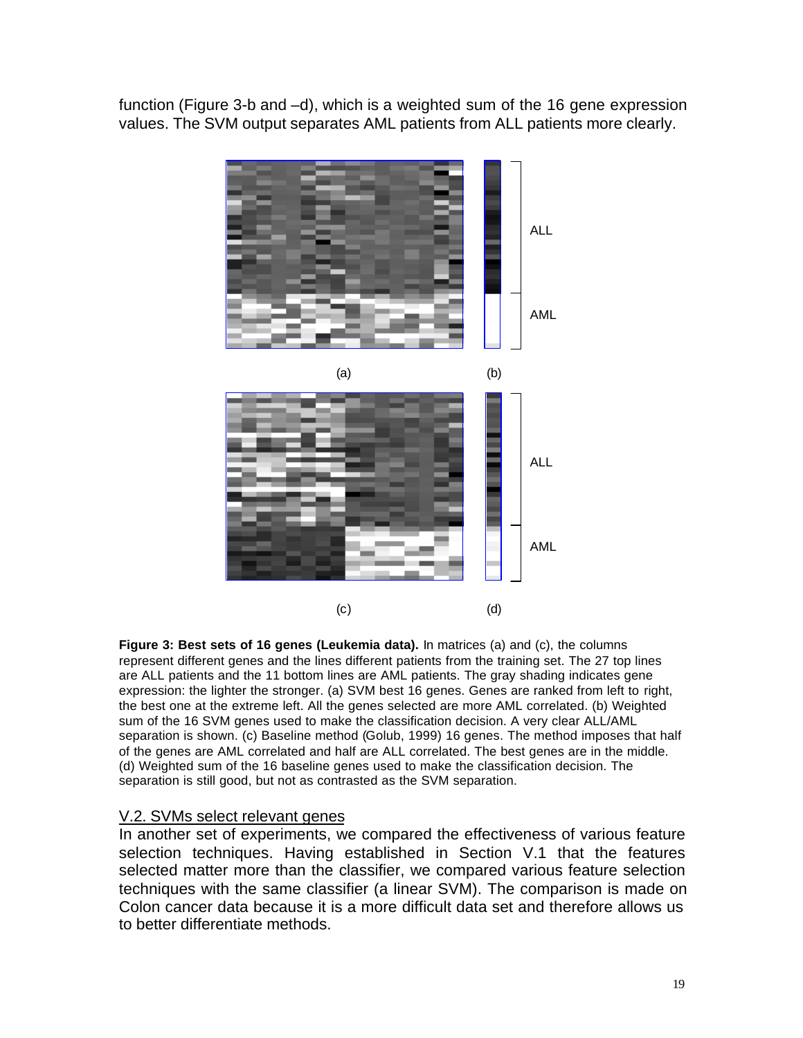function (Figure 3-b and –d), which is a weighted sum of the 16 gene expression values. The SVM output separates AML patients from ALL patients more clearly.

**Figure 3: Best sets of 16 genes (Leukemia data).** In matrices (a) and (c), the columns represent different genes and the lines different patients from the training set. The 27 top lines are ALL patients and the 11 bottom lines are AML patients. The gray shading indicates gene expression: the lighter the stronger. (a) SVM best 16 genes. Genes are ranked from left to right, the best one at the extreme left. All the genes selected are more AML correlated. (b) Weighted sum of the 16 SVM genes used to make the classification decision. A very clear ALL/AML separation is shown. (c) Baseline method (Golub, 1999) 16 genes. The method imposes that half of the genes are AML correlated and half are ALL correlated. The best genes are in the middle. (d) Weighted sum of the 16 baseline genes used to make the classification decision. The separation is still good, but not as contrasted as the SVM separation.

## V.2. SVMs select relevant genes

In another set of experiments, we compared the effectiveness of various feature selection techniques. Having established in Section V.1 that the features selected matter more than the classifier, we compared various feature selection techniques with the same classifier (a linear SVM). The comparison is made on Colon cancer data because it is a more difficult data set and therefore allows us to better differentiate methods.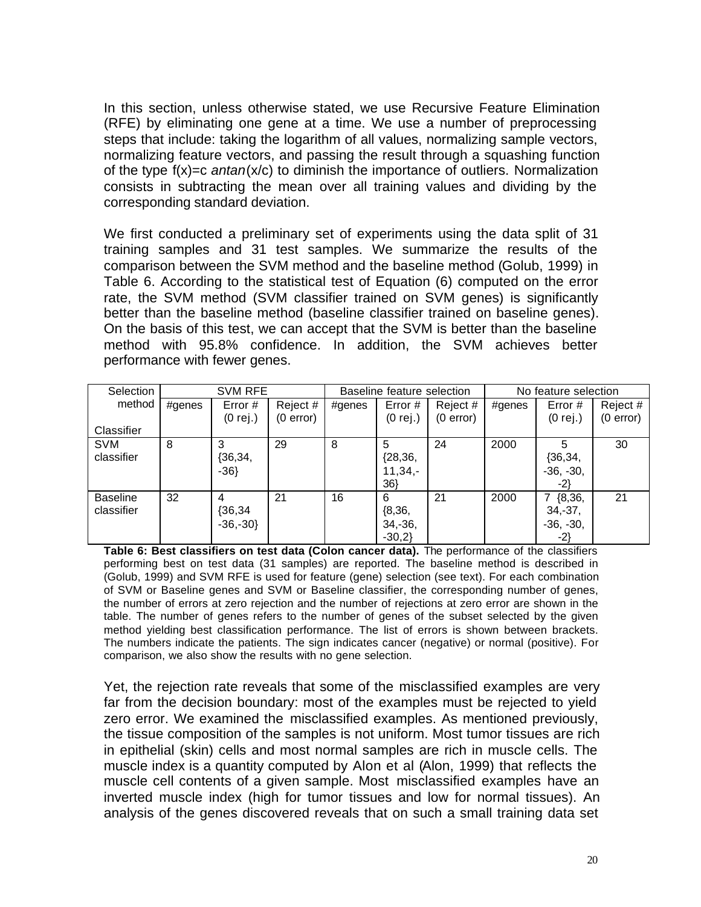In this section, unless otherwise stated, we use Recursive Feature Elimination (RFE) by eliminating one gene at a time. We use a number of preprocessing steps that include: taking the logarithm of all values, normalizing sample vectors, normalizing feature vectors, and passing the result through a squashing function of the type f(x)=c *antan*(x/c) to diminish the importance of outliers. Normalization consists in subtracting the mean over all training values and dividing by the corresponding standard deviation.

We first conducted a preliminary set of experiments using the data split of 31 training samples and 31 test samples. We summarize the results of the comparison between the SVM method and the baseline method (Golub, 1999) in Table 6. According to the statistical test of Equation (6) computed on the error rate, the SVM method (SVM classifier trained on SVM genes) is significantly better than the baseline method (baseline classifier trained on baseline genes). On the basis of this test, we can accept that the SVM is better than the baseline method with 95.8% confidence. In addition, the SVM achieves better performance with fewer genes.

| Selection method / Classifier | SVM RFE | | | Baseline feature selection | | | No feature selection | | |
|---|---|---|---|---|---|---|---|---|---|
| | #genes | Error # (0 rej.) | Reject # (0 error) | #genes | Error # (0 rej.) | Reject # (0 error) | #genes | Error # (0 rej.) | Reject # (0 error) |
| SVM classifier | 8 | 3 {36,34, -36} | 29 | 8 | 5 {28,36, 11,34,-36} | 24 | 2000 | 5 {36,34, -36, -30, -2} | 30 |
| Baseline classifier | 32 | 4 {36,34 -36,-30} | 21 | 16 | 6 {8,36, 34,-36, -30,2} | 21 | 2000 | 7 {8,36, 34,-37, -36, -30, -2} | 21 |

**Table 6: Best classifiers on test data (Colon cancer data).** The performance of the classifiers performing best on test data (31 samples) are reported. The baseline method is described in (Golub, 1999) and SVM RFE is used for feature (gene) selection (see text). For each combination of SVM or Baseline genes and SVM or Baseline classifier, the corresponding number of genes, the number of errors at zero rejection and the number of rejections at zero error are shown in the table. The number of genes refers to the number of genes of the subset selected by the given method yielding best classification performance. The list of errors is shown between brackets. The numbers indicate the patients. The sign indicates cancer (negative) or normal (positive). For comparison, we also show the results with no gene selection.

Yet, the rejection rate reveals that some of the misclassified examples are very far from the decision boundary: most of the examples must be rejected to yield zero error. We examined the misclassified examples. As mentioned previously, the tissue composition of the samples is not uniform. Most tumor tissues are rich in epithelial (skin) cells and most normal samples are rich in muscle cells. The muscle index is a quantity computed by Alon et al (Alon, 1999) that reflects the muscle cell contents of a given sample. Most misclassified examples have an inverted muscle index (high for tumor tissues and low for normal tissues). An analysis of the genes discovered reveals that on such a small training data set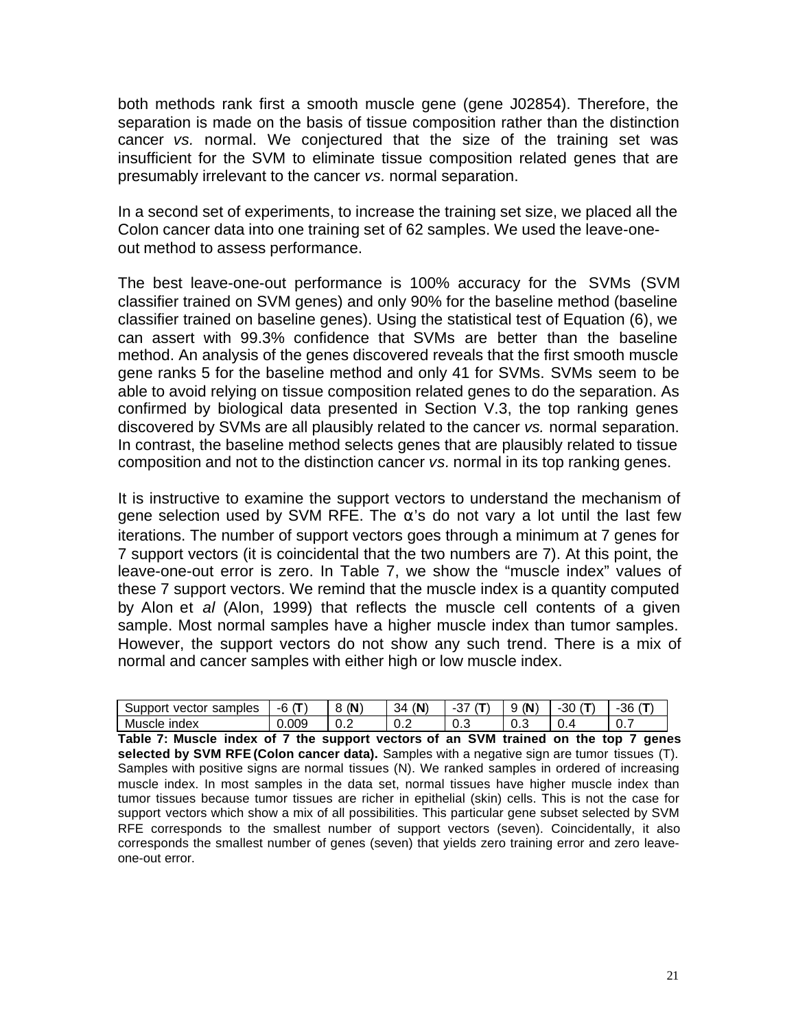both methods rank first a smooth muscle gene (gene J02854). Therefore, the separation is made on the basis of tissue composition rather than the distinction cancer *vs.* normal. We conjectured that the size of the training set was insufficient for the SVM to eliminate tissue composition related genes that are presumably irrelevant to the cancer *vs.* normal separation.

In a second set of experiments, to increase the training set size, we placed all the Colon cancer data into one training set of 62 samples. We used the leave-one-out method to assess performance.

The best leave-one-out performance is 100% accuracy for the SVMs (SVM classifier trained on SVM genes) and only 90% for the baseline method (baseline classifier trained on baseline genes). Using the statistical test of Equation (6), we can assert with 99.3% confidence that SVMs are better than the baseline method. An analysis of the genes discovered reveals that the first smooth muscle gene ranks 5 for the baseline method and only 41 for SVMs. SVMs seem to be able to avoid relying on tissue composition related genes to do the separation. As confirmed by biological data presented in Section V.3, the top ranking genes discovered by SVMs are all plausibly related to the cancer *vs.* normal separation. In contrast, the baseline method selects genes that are plausibly related to tissue composition and not to the distinction cancer *vs.* normal in its top ranking genes.

It is instructive to examine the support vectors to understand the mechanism of gene selection used by SVM RFE. The $\alpha$'s do not vary a lot until the last few iterations. The number of support vectors goes through a minimum at 7 genes for 7 support vectors (it is coincidental that the two numbers are 7). At this point, the leave-one-out error is zero. In Table 7, we show the "muscle index" values of these 7 support vectors. We remind that the muscle index is a quantity computed by Alon et *al* (Alon, 1999) that reflects the muscle cell contents of a given sample. Most normal samples have a higher muscle index than tumor samples. However, the support vectors do not show any such trend. There is a mix of normal and cancer samples with either high or low muscle index.

| Support vector samples | -6 (**T**) | 8 (**N**) | 34 (**N**) | -37 (**T**) | 9 (**N**) | -30 (**T**) | -36 (**T**) |
|---|---|---|---|---|---|---|---|
| Muscle index | 0.009 | 0.2 | 0.2 | 0.3 | 0.3 | 0.4 | 0.7 |

**Table 7: Muscle index of 7 the support vectors of an SVM trained on the top 7 genes selected by SVM RFE (Colon cancer data).** Samples with a negative sign are tumor tissues (T). Samples with positive signs are normal tissues (N). We ranked samples in ordered of increasing muscle index. In most samples in the data set, normal tissues have higher muscle index than tumor tissues because tumor tissues are richer in epithelial (skin) cells. This is not the case for support vectors which show a mix of all possibilities. This particular gene subset selected by SVM RFE corresponds to the smallest number of support vectors (seven). Coincidentally, it also corresponds the smallest number of genes (seven) that yields zero training error and zero leave-one-out error.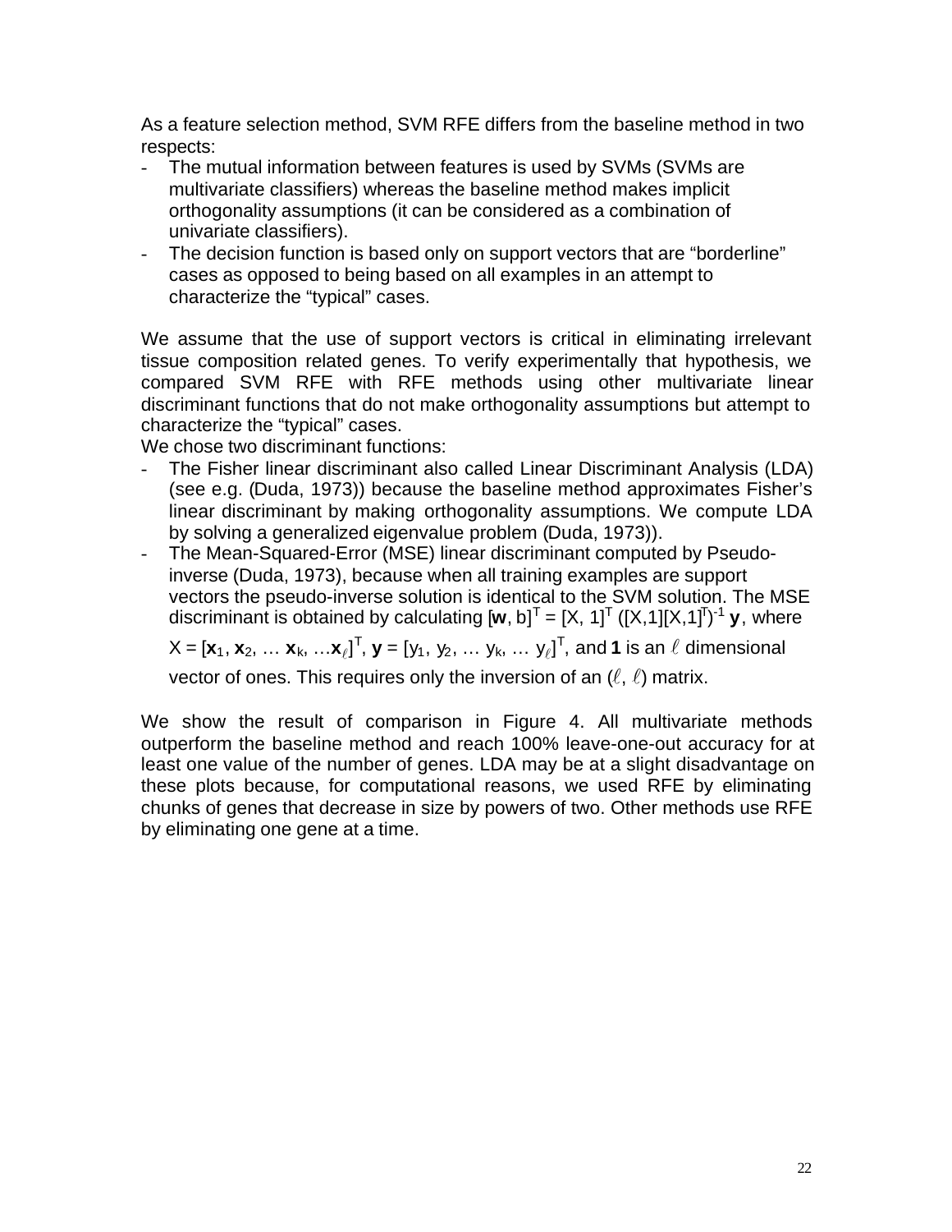As a feature selection method, SVM RFE differs from the baseline method in two respects:

- The mutual information between features is used by SVMs (SVMs are multivariate classifiers) whereas the baseline method makes implicit orthogonality assumptions (it can be considered as a combination of univariate classifiers).
- The decision function is based only on support vectors that are "borderline" cases as opposed to being based on all examples in an attempt to characterize the "typical" cases.

We assume that the use of support vectors is critical in eliminating irrelevant tissue composition related genes. To verify experimentally that hypothesis, we compared SVM RFE with RFE methods using other multivariate linear discriminant functions that do not make orthogonality assumptions but attempt to characterize the "typical" cases.

We chose two discriminant functions:

- The Fisher linear discriminant also called Linear Discriminant Analysis (LDA) (see e.g. (Duda, 1973)) because the baseline method approximates Fisher's linear discriminant by making orthogonality assumptions. We compute LDA by solving a generalized eigenvalue problem (Duda, 1973)).
- The Mean-Squared-Error (MSE) linear discriminant computed by Pseudo-inverse (Duda, 1973), because when all training examples are support vectors the pseudo-inverse solution is identical to the SVM solution. The MSE discriminant is obtained by calculating $[\mathbf{w}, b]^T = [X, 1]^T ([X,1][X,1]^T)^{-1} \mathbf{y}$, where $X = [\mathbf{x}_1, \mathbf{x}_2, \ldots \mathbf{x}_k, \ldots \mathbf{x}_\ell]^T$, $\mathbf{y} = [y_1, y_2, \ldots y_k, \ldots y_\ell]^T$, and $\mathbf{1}$ is an $\ell$ dimensional vector of ones. This requires only the inversion of an $(\ell, \ell)$ matrix.

We show the result of comparison in Figure 4. All multivariate methods outperform the baseline method and reach 100% leave-one-out accuracy for at least one value of the number of genes. LDA may be at a slight disadvantage on these plots because, for computational reasons, we used RFE by eliminating chunks of genes that decrease in size by powers of two. Other methods use RFE by eliminating one gene at a time.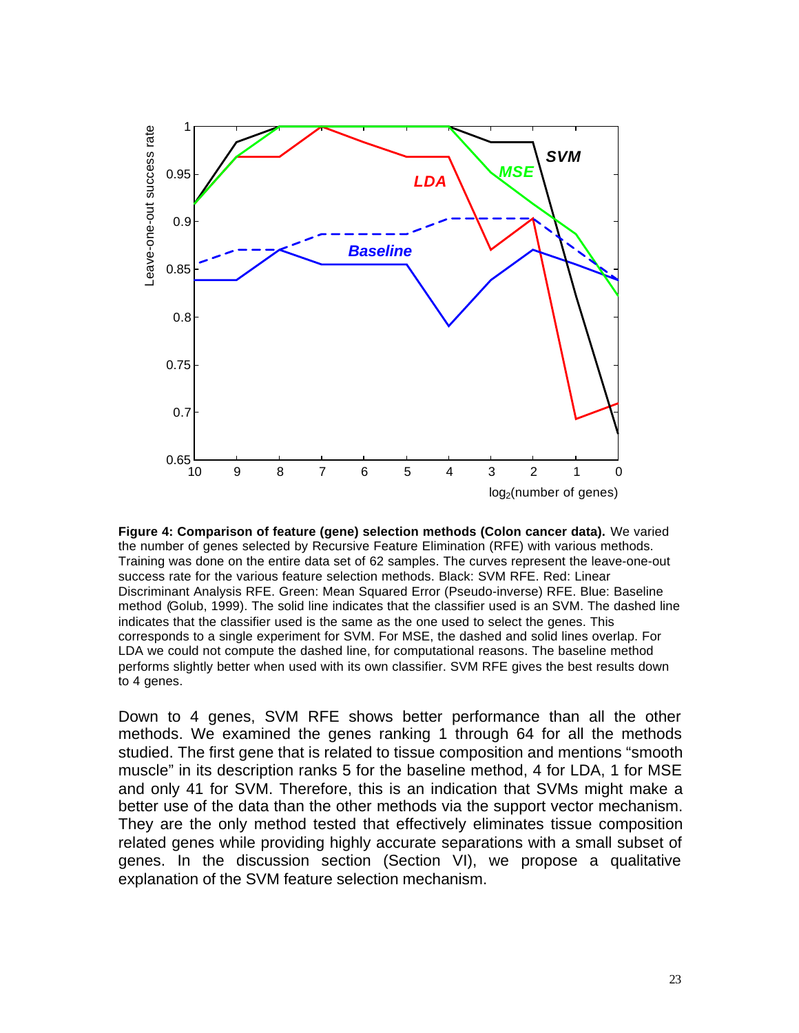**Figure 4: Comparison of feature (gene) selection methods (Colon cancer data).** We varied the number of genes selected by Recursive Feature Elimination (RFE) with various methods. Training was done on the entire data set of 62 samples. The curves represent the leave-one-out success rate for the various feature selection methods. Black: SVM RFE. Red: Linear Discriminant Analysis RFE. Green: Mean Squared Error (Pseudo-inverse) RFE. Blue: Baseline method (Golub, 1999). The solid line indicates that the classifier used is an SVM. The dashed line indicates that the classifier used is the same as the one used to select the genes. This corresponds to a single experiment for SVM. For MSE, the dashed and solid lines overlap. For LDA we could not compute the dashed line, for computational reasons. The baseline method performs slightly better when used with its own classifier. SVM RFE gives the best results down to 4 genes.

Down to 4 genes, SVM RFE shows better performance than all the other methods. We examined the genes ranking 1 through 64 for all the methods studied. The first gene that is related to tissue composition and mentions "smooth muscle" in its description ranks 5 for the baseline method, 4 for LDA, 1 for MSE and only 41 for SVM. Therefore, this is an indication that SVMs might make a better use of the data than the other methods via the support vector mechanism. They are the only method tested that effectively eliminates tissue composition related genes while providing highly accurate separations with a small subset of genes. In the discussion section (Section VI), we propose a qualitative explanation of the SVM feature selection mechanism.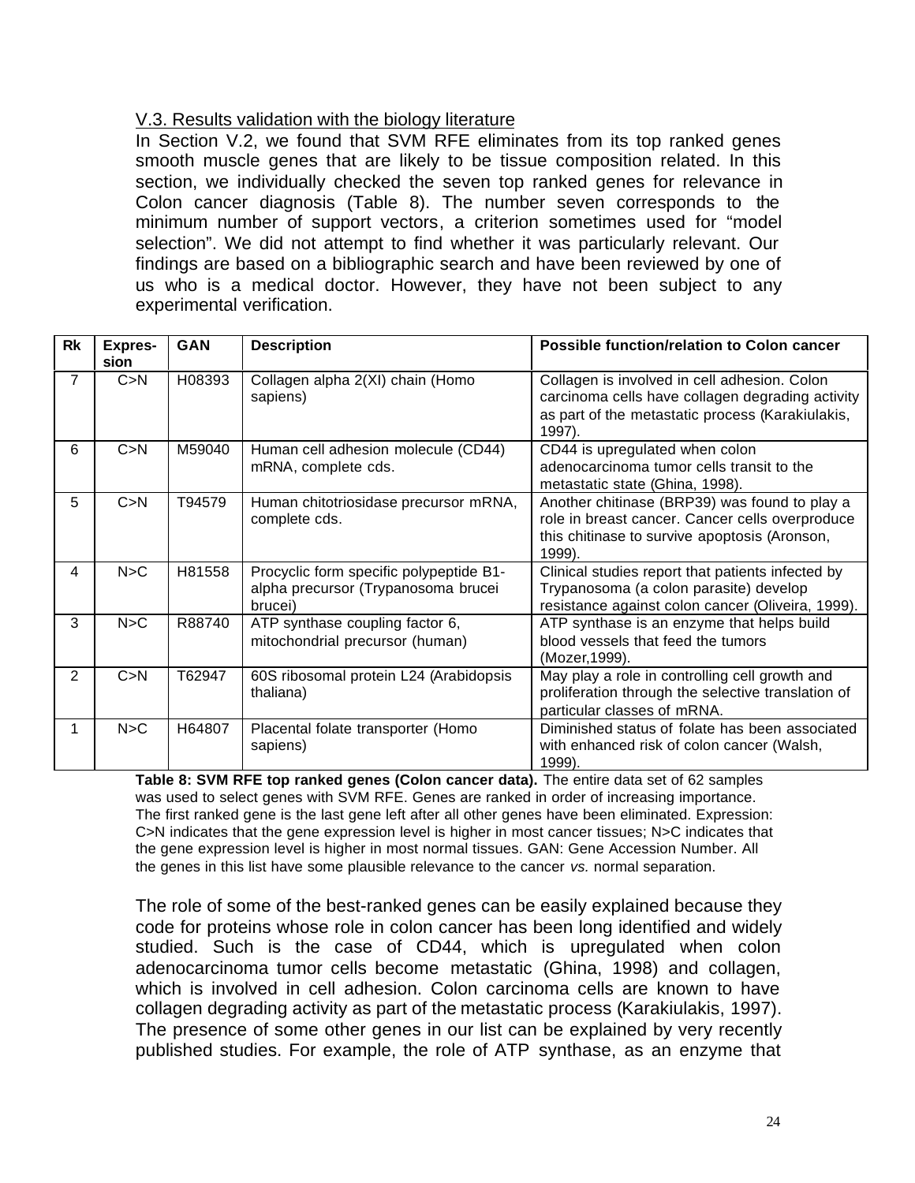V.3. Results validation with the biology literature

In Section V.2, we found that SVM RFE eliminates from its top ranked genes smooth muscle genes that are likely to be tissue composition related. In this section, we individually checked the seven top ranked genes for relevance in Colon cancer diagnosis (Table 8). The number seven corresponds to the minimum number of support vectors, a criterion sometimes used for "model selection". We did not attempt to find whether it was particularly relevant. Our findings are based on a bibliographic search and have been reviewed by one of us who is a medical doctor. However, they have not been subject to any experimental verification.

| Rk | Expression | GAN | Description | Possible function/relation to Colon cancer |
|---|---|---|---|---|
| 7 | C>N | H08393 | Collagen alpha 2(XI) chain (Homo sapiens) | Collagen is involved in cell adhesion. Colon carcinoma cells have collagen degrading activity as part of the metastatic process (Karakiulakis, 1997). |
| 6 | C>N | M59040 | Human cell adhesion molecule (CD44) mRNA, complete cds. | CD44 is upregulated when colon adenocarcinoma tumor cells transit to the metastatic state (Ghina, 1998). |
| 5 | C>N | T94579 | Human chitotriosidase precursor mRNA, complete cds. | Another chitinase (BRP39) was found to play a role in breast cancer. Cancer cells overproduce this chitinase to survive apoptosis (Aronson, 1999). |
| 4 | N>C | H81558 | Procyclic form specific polypeptide B1-alpha precursor (Trypanosoma brucei brucei) | Clinical studies report that patients infected by Trypanosoma (a colon parasite) develop resistance against colon cancer (Oliveira, 1999). |
| 3 | N>C | R88740 | ATP synthase coupling factor 6, mitochondrial precursor (human) | ATP synthase is an enzyme that helps build blood vessels that feed the tumors (Mozer,1999). |
| 2 | C>N | T62947 | 60S ribosomal protein L24 (Arabidopsis thaliana) | May play a role in controlling cell growth and proliferation through the selective translation of particular classes of mRNA. |
| 1 | N>C | H64807 | Placental folate transporter (Homo sapiens) | Diminished status of folate has been associated with enhanced risk of colon cancer (Walsh, 1999). |

**Table 8: SVM RFE top ranked genes (Colon cancer data).** The entire data set of 62 samples was used to select genes with SVM RFE. Genes are ranked in order of increasing importance. The first ranked gene is the last gene left after all other genes have been eliminated. Expression: C>N indicates that the gene expression level is higher in most cancer tissues; N>C indicates that the gene expression level is higher in most normal tissues. GAN: Gene Accession Number. All the genes in this list have some plausible relevance to the cancer *vs.* normal separation.

The role of some of the best-ranked genes can be easily explained because they code for proteins whose role in colon cancer has been long identified and widely studied. Such is the case of CD44, which is upregulated when colon adenocarcinoma tumor cells become metastatic (Ghina, 1998) and collagen, which is involved in cell adhesion. Colon carcinoma cells are known to have collagen degrading activity as part of the metastatic process (Karakiulakis, 1997). The presence of some other genes in our list can be explained by very recently published studies. For example, the role of ATP synthase, as an enzyme that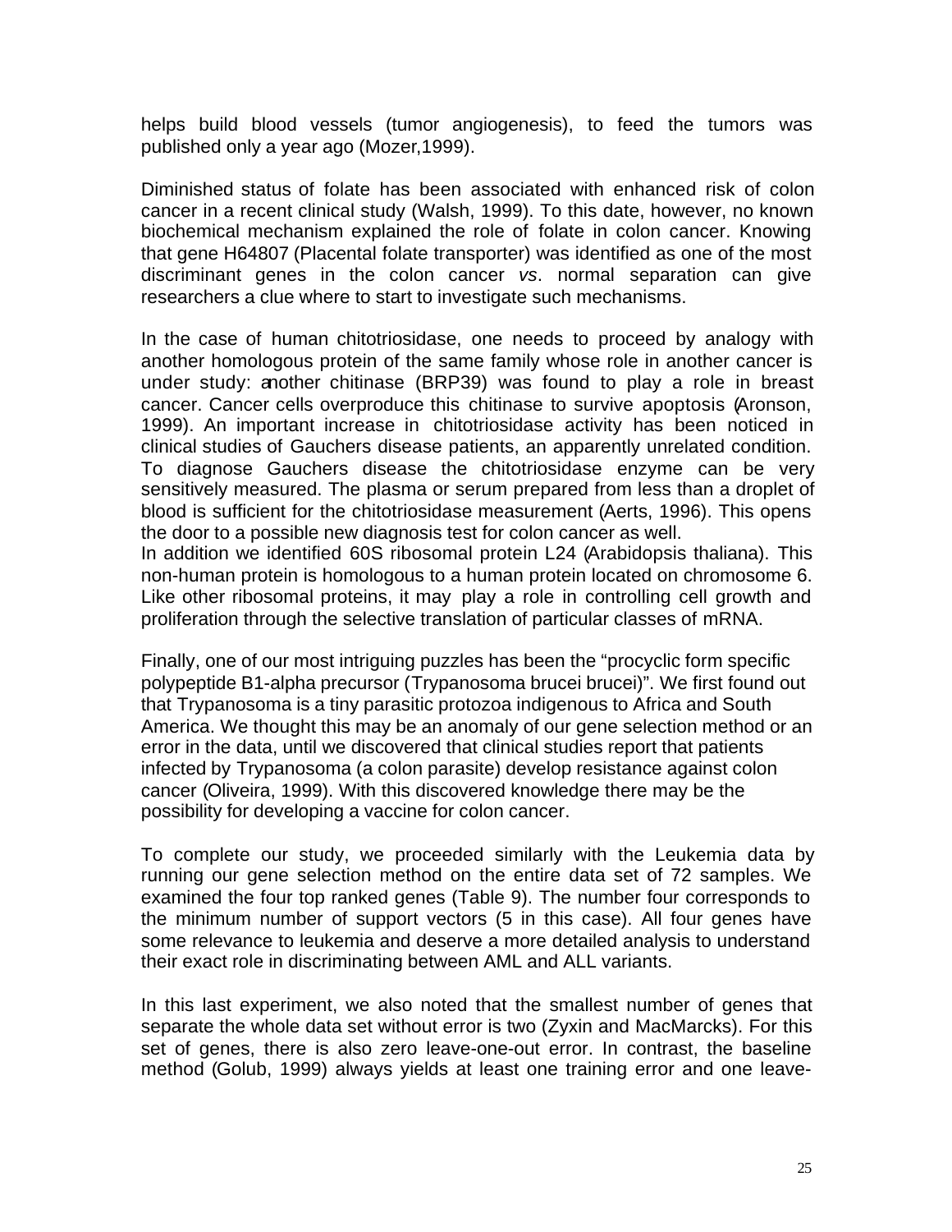helps build blood vessels (tumor angiogenesis), to feed the tumors was published only a year ago (Mozer,1999).

Diminished status of folate has been associated with enhanced risk of colon cancer in a recent clinical study (Walsh, 1999). To this date, however, no known biochemical mechanism explained the role of folate in colon cancer. Knowing that gene H64807 (Placental folate transporter) was identified as one of the most discriminant genes in the colon cancer *vs*. normal separation can give researchers a clue where to start to investigate such mechanisms.

In the case of human chitotriosidase, one needs to proceed by analogy with another homologous protein of the same family whose role in another cancer is under study: another chitinase (BRP39) was found to play a role in breast cancer. Cancer cells overproduce this chitinase to survive apoptosis (Aronson, 1999). An important increase in chitotriosidase activity has been noticed in clinical studies of Gauchers disease patients, an apparently unrelated condition. To diagnose Gauchers disease the chitotriosidase enzyme can be very sensitively measured. The plasma or serum prepared from less than a droplet of blood is sufficient for the chitotriosidase measurement (Aerts, 1996). This opens the door to a possible new diagnosis test for colon cancer as well.
In addition we identified 60S ribosomal protein L24 (Arabidopsis thaliana). This non-human protein is homologous to a human protein located on chromosome 6. Like other ribosomal proteins, it may play a role in controlling cell growth and proliferation through the selective translation of particular classes of mRNA.

Finally, one of our most intriguing puzzles has been the "procyclic form specific polypeptide B1-alpha precursor (Trypanosoma brucei brucei)". We first found out that Trypanosoma is a tiny parasitic protozoa indigenous to Africa and South America. We thought this may be an anomaly of our gene selection method or an error in the data, until we discovered that clinical studies report that patients infected by Trypanosoma (a colon parasite) develop resistance against colon cancer (Oliveira, 1999). With this discovered knowledge there may be the possibility for developing a vaccine for colon cancer.

To complete our study, we proceeded similarly with the Leukemia data by running our gene selection method on the entire data set of 72 samples. We examined the four top ranked genes (Table 9). The number four corresponds to the minimum number of support vectors (5 in this case). All four genes have some relevance to leukemia and deserve a more detailed analysis to understand their exact role in discriminating between AML and ALL variants.

In this last experiment, we also noted that the smallest number of genes that separate the whole data set without error is two (Zyxin and MacMarcks). For this set of genes, there is also zero leave-one-out error. In contrast, the baseline method (Golub, 1999) always yields at least one training error and one leave-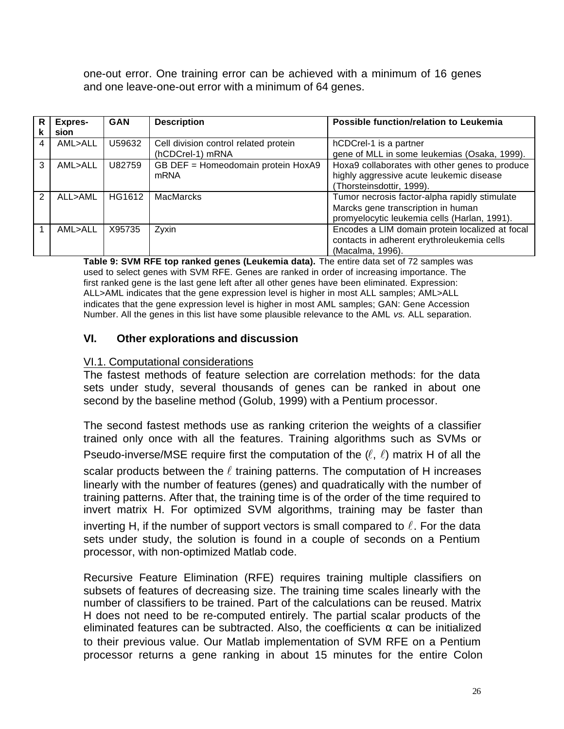one-out error. One training error can be achieved with a minimum of 16 genes and one leave-one-out error with a minimum of 64 genes.

| Rk | Expression | GAN | Description | Possible function/relation to Leukemia |
|---|---|---|---|---|
| 4 | AML>ALL | U59632 | Cell division control related protein (hCDCrel-1) mRNA | hCDCrel-1 is a partner gene of MLL in some leukemias (Osaka, 1999). |
| 3 | AML>ALL | U82759 | GB DEF = Homeodomain protein HoxA9 mRNA | Hoxa9 collaborates with other genes to produce highly aggressive acute leukemic disease (Thorsteinsdottir, 1999). |
| 2 | ALL>AML | HG1612 | MacMarcks | Tumor necrosis factor-alpha rapidly stimulate Marcks gene transcription in human promyelocytic leukemia cells (Harlan, 1991). |
| 1 | AML>ALL | X95735 | Zyxin | Encodes a LIM domain protein localized at focal contacts in adherent erythroleukemia cells (Macalma, 1996). |

**Table 9: SVM RFE top ranked genes (Leukemia data).** The entire data set of 72 samples was used to select genes with SVM RFE. Genes are ranked in order of increasing importance. The first ranked gene is the last gene left after all other genes have been eliminated. Expression: ALL>AML indicates that the gene expression level is higher in most ALL samples; AML>ALL indicates that the gene expression level is higher in most AML samples; GAN: Gene Accession Number. All the genes in this list have some plausible relevance to the AML *vs.* ALL separation.

## VI. Other explorations and discussion

### VI.1. Computational considerations

The fastest methods of feature selection are correlation methods: for the data sets under study, several thousands of genes can be ranked in about one second by the baseline method (Golub, 1999) with a Pentium processor.

The second fastest methods use as ranking criterion the weights of a classifier trained only once with all the features. Training algorithms such as SVMs or Pseudo-inverse/MSE require first the computation of the $(\ell, \ell)$ matrix H of all the scalar products between the $\ell$ training patterns. The computation of H increases linearly with the number of features (genes) and quadratically with the number of training patterns. After that, the training time is of the order of the time required to invert matrix H. For optimized SVM algorithms, training may be faster than inverting H, if the number of support vectors is small compared to $\ell$. For the data sets under study, the solution is found in a couple of seconds on a Pentium processor, with non-optimized Matlab code.

Recursive Feature Elimination (RFE) requires training multiple classifiers on subsets of features of decreasing size. The training time scales linearly with the number of classifiers to be trained. Part of the calculations can be reused. Matrix H does not need to be re-computed entirely. The partial scalar products of the eliminated features can be subtracted. Also, the coefficients $\alpha$ can be initialized to their previous value. Our Matlab implementation of SVM RFE on a Pentium processor returns a gene ranking in about 15 minutes for the entire Colon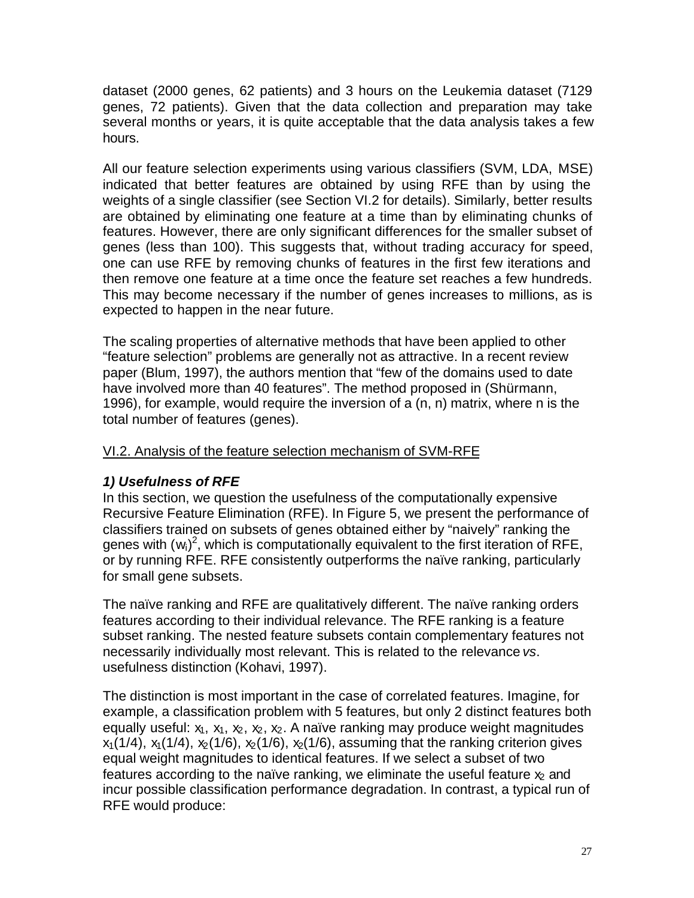dataset (2000 genes, 62 patients) and 3 hours on the Leukemia dataset (7129 genes, 72 patients). Given that the data collection and preparation may take several months or years, it is quite acceptable that the data analysis takes a few hours.

All our feature selection experiments using various classifiers (SVM, LDA, MSE) indicated that better features are obtained by using RFE than by using the weights of a single classifier (see Section VI.2 for details). Similarly, better results are obtained by eliminating one feature at a time than by eliminating chunks of features. However, there are only significant differences for the smaller subset of genes (less than 100). This suggests that, without trading accuracy for speed, one can use RFE by removing chunks of features in the first few iterations and then remove one feature at a time once the feature set reaches a few hundreds. This may become necessary if the number of genes increases to millions, as is expected to happen in the near future.

The scaling properties of alternative methods that have been applied to other "feature selection" problems are generally not as attractive. In a recent review paper (Blum, 1997), the authors mention that "few of the domains used to date have involved more than 40 features". The method proposed in (Shürmann, 1996), for example, would require the inversion of a (n, n) matrix, where n is the total number of features (genes).

## VI.2. Analysis of the feature selection mechanism of SVM-RFE

### *1) Usefulness of RFE*

In this section, we question the usefulness of the computationally expensive Recursive Feature Elimination (RFE). In Figure 5, we present the performance of classifiers trained on subsets of genes obtained either by "naively" ranking the genes with $(w_i)^2$, which is computationally equivalent to the first iteration of RFE, or by running RFE. RFE consistently outperforms the naïve ranking, particularly for small gene subsets.

The naïve ranking and RFE are qualitatively different. The naïve ranking orders features according to their individual relevance. The RFE ranking is a feature subset ranking. The nested feature subsets contain complementary features not necessarily individually most relevant. This is related to the relevance *vs*. usefulness distinction (Kohavi, 1997).

The distinction is most important in the case of correlated features. Imagine, for example, a classification problem with 5 features, but only 2 distinct features both equally useful: $x_1$, $x_1$, $x_2$, $x_2$, $x_2$. A naïve ranking may produce weight magnitudes $x_1(1/4)$, $x_1(1/4)$, $x_2(1/6)$, $x_2(1/6)$, $x_2(1/6)$, assuming that the ranking criterion gives equal weight magnitudes to identical features. If we select a subset of two features according to the naïve ranking, we eliminate the useful feature $x_2$ and incur possible classification performance degradation. In contrast, a typical run of RFE would produce: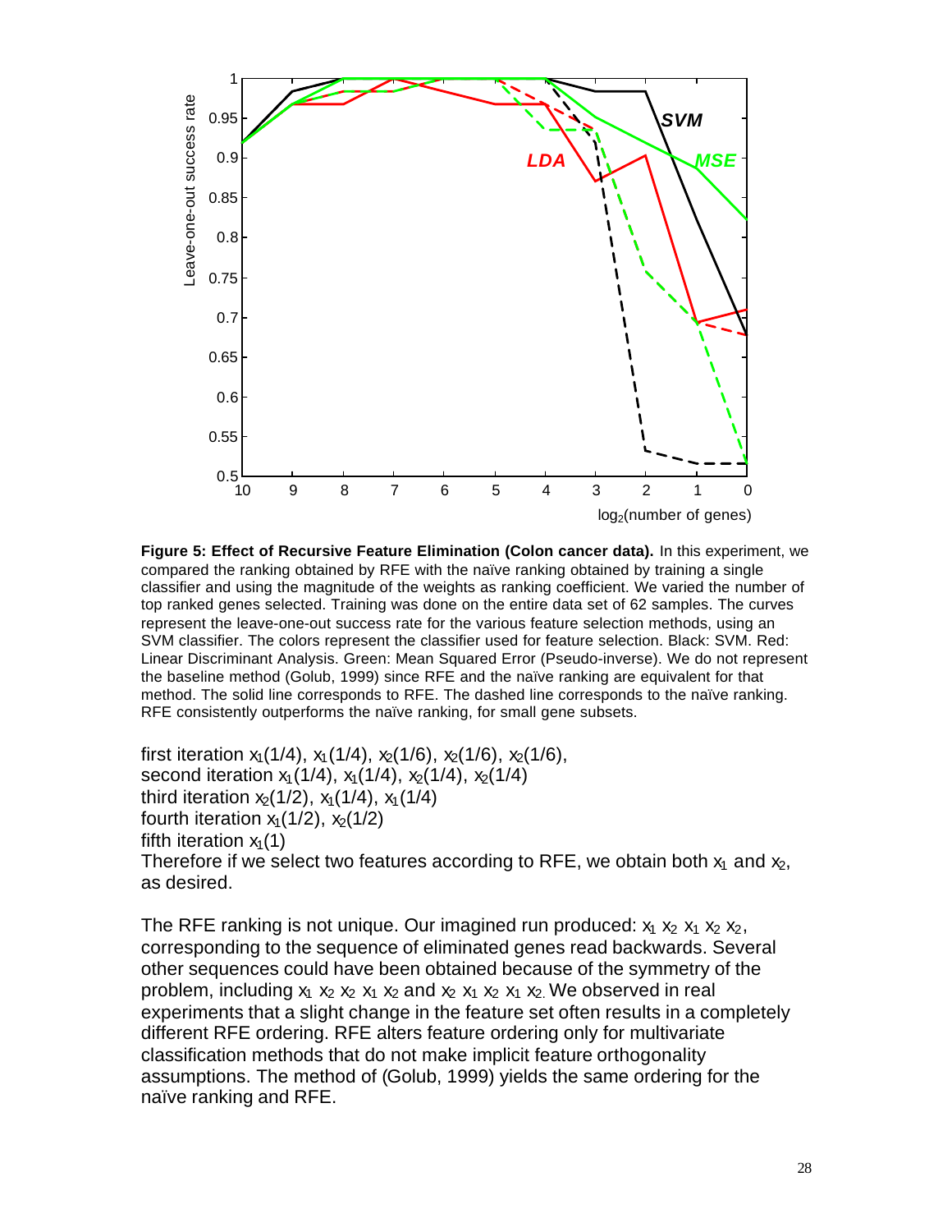**Figure 5: Effect of Recursive Feature Elimination (Colon cancer data).** In this experiment, we compared the ranking obtained by RFE with the naïve ranking obtained by training a single classifier and using the magnitude of the weights as ranking coefficient. We varied the number of top ranked genes selected. Training was done on the entire data set of 62 samples. The curves represent the leave-one-out success rate for the various feature selection methods, using an SVM classifier. The colors represent the classifier used for feature selection. Black: SVM. Red: Linear Discriminant Analysis. Green: Mean Squared Error (Pseudo-inverse). We do not represent the baseline method (Golub, 1999) since RFE and the naïve ranking are equivalent for that method. The solid line corresponds to RFE. The dashed line corresponds to the naïve ranking. RFE consistently outperforms the naïve ranking, for small gene subsets.

first iteration $x_1(1/4)$, $x_1(1/4)$, $x_2(1/6)$, $x_2(1/6)$, $x_2(1/6)$,
second iteration $x_1(1/4)$, $x_1(1/4)$, $x_2(1/4)$, $x_2(1/4)$
third iteration $x_2(1/2)$, $x_1(1/4)$, $x_1(1/4)$
fourth iteration $x_1(1/2)$, $x_2(1/2)$
fifth iteration $x_1(1)$
Therefore if we select two features according to RFE, we obtain both $x_1$ and $x_2$, as desired.

The RFE ranking is not unique. Our imagined run produced: $x_1$ $x_2$ $x_1$ $x_2$ $x_2$, corresponding to the sequence of eliminated genes read backwards. Several other sequences could have been obtained because of the symmetry of the problem, including $x_1$ $x_2$ $x_2$ $x_1$ $x_2$ and $x_2$ $x_1$ $x_2$ $x_1$ $x_2$. We observed in real experiments that a slight change in the feature set often results in a completely different RFE ordering. RFE alters feature ordering only for multivariate classification methods that do not make implicit feature orthogonality assumptions. The method of (Golub, 1999) yields the same ordering for the naïve ranking and RFE.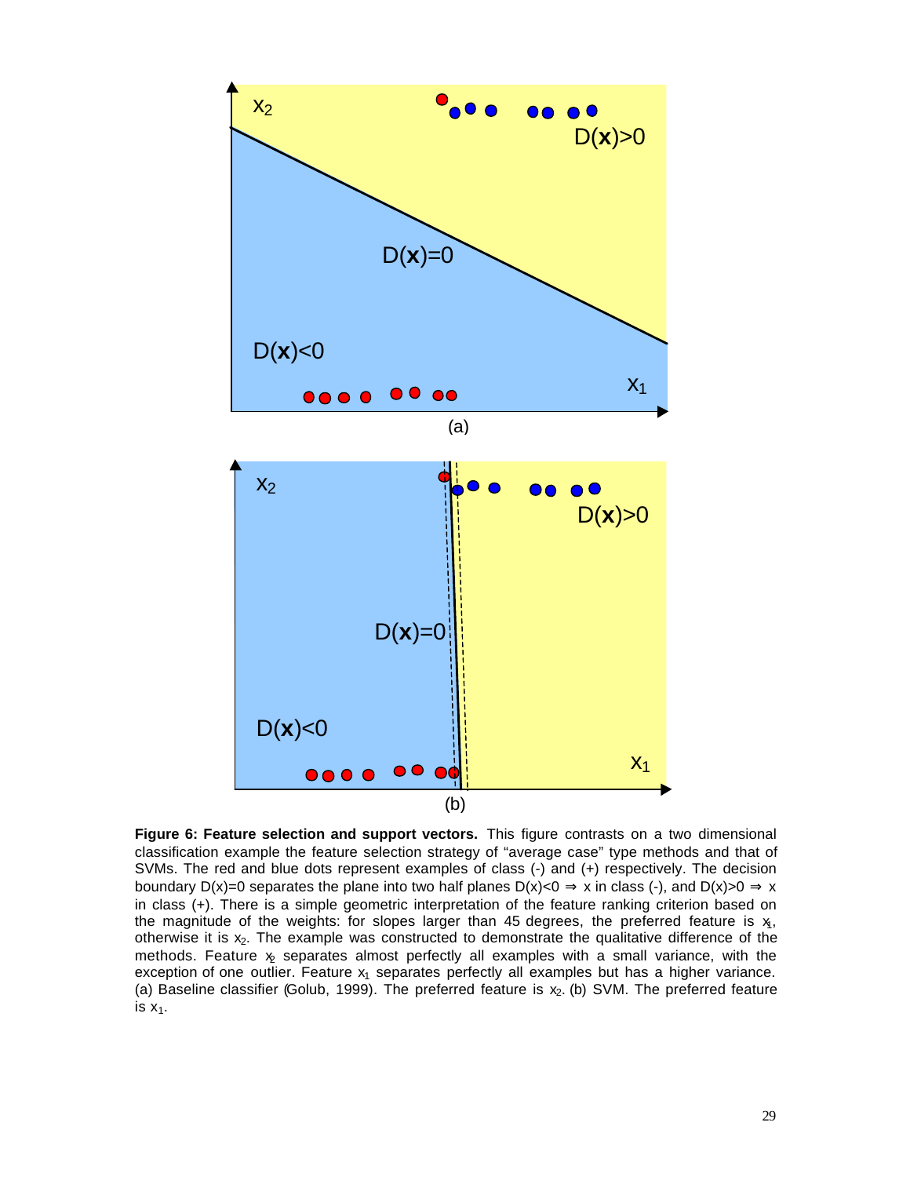**Figure 6: Feature selection and support vectors.** This figure contrasts on a two dimensional classification example the feature selection strategy of "average case" type methods and that of SVMs. The red and blue dots represent examples of class (-) and (+) respectively. The decision boundary D(x)=0 separates the plane into two half planes D(x)<0 ⇒ x in class (-), and D(x)>0 ⇒ x in class (+). There is a simple geometric interpretation of the feature ranking criterion based on the magnitude of the weights: for slopes larger than 45 degrees, the preferred feature is $x_1$, otherwise it is $x_2$. The example was constructed to demonstrate the qualitative difference of the methods. Feature $x_2$ separates almost perfectly all examples with a small variance, with the exception of one outlier. Feature $x_1$ separates perfectly all examples but has a higher variance. (a) Baseline classifier (Golub, 1999). The preferred feature is $x_2$. (b) SVM. The preferred feature is $x_1$.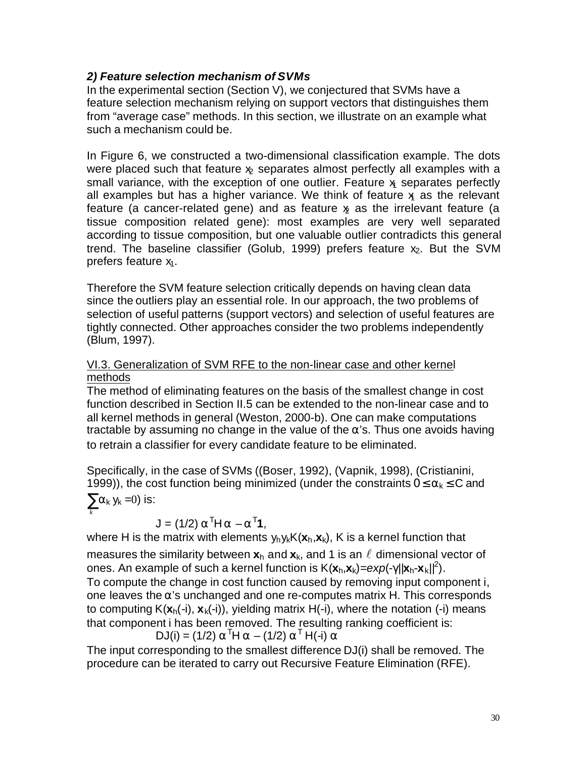### *2) Feature selection mechanism of SVMs*

In the experimental section (Section V), we conjectured that SVMs have a feature selection mechanism relying on support vectors that distinguishes them from "average case" methods. In this section, we illustrate on an example what such a mechanism could be.

In Figure 6, we constructed a two-dimensional classification example. The dots were placed such that feature $x_2$ separates almost perfectly all examples with a small variance, with the exception of one outlier. Feature $x_1$ separates perfectly all examples but has a higher variance. We think of feature $x_1$ as the relevant feature (a cancer-related gene) and as feature $x_2$ as the irrelevant feature (a tissue composition related gene): most examples are very well separated according to tissue composition, but one valuable outlier contradicts this general trend. The baseline classifier (Golub, 1999) prefers feature $x_2$. But the SVM prefers feature $x_1$.

Therefore the SVM feature selection critically depends on having clean data since the outliers play an essential role. In our approach, the two problems of selection of useful patterns (support vectors) and selection of useful features are tightly connected. Other approaches consider the two problems independently (Blum, 1997).

## VI.3. Generalization of SVM RFE to the non-linear case and other kernel methods

The method of eliminating features on the basis of the smallest change in cost function described in Section II.5 can be extended to the non-linear case and to all kernel methods in general (Weston, 2000-b). One can make computations tractable by assuming no change in the value of the α's. Thus one avoids having to retrain a classifier for every candidate feature to be eliminated.

Specifically, in the case of SVMs ((Boser, 1992), (Vapnik, 1998), (Cristianini, 1999)), the cost function being minimized (under the constraints $0 \leq \alpha_k \leq C$ and $\sum_k \alpha_k y_k = 0$) is:

$$J = (1/2)\, \alpha^T H \alpha - \alpha^T \mathbf{1},$$

where H is the matrix with elements $y_h y_k K(\mathbf{x}_h, \mathbf{x}_k)$, K is a kernel function that measures the similarity between $\mathbf{x}_h$ and $\mathbf{x}_k$, and 1 is an $\ell$ dimensional vector of ones. An example of such a kernel function is $K(\mathbf{x}_h, \mathbf{x}_k) = exp(-\gamma \|\mathbf{x}_h - \mathbf{x}_k\|^2)$.

To compute the change in cost function caused by removing input component i, one leaves the α's unchanged and one re-computes matrix H. This corresponds to computing $K(\mathbf{x}_h(-i), \mathbf{x}_k(-i))$, yielding matrix H(-i), where the notation (-i) means that component i has been removed. The resulting ranking coefficient is:

$$DJ(i) = (1/2)\, \alpha^T H \alpha - (1/2)\, \alpha^T H(-i)\, \alpha$$

The input corresponding to the smallest difference DJ(i) shall be removed. The procedure can be iterated to carry out Recursive Feature Elimination (RFE).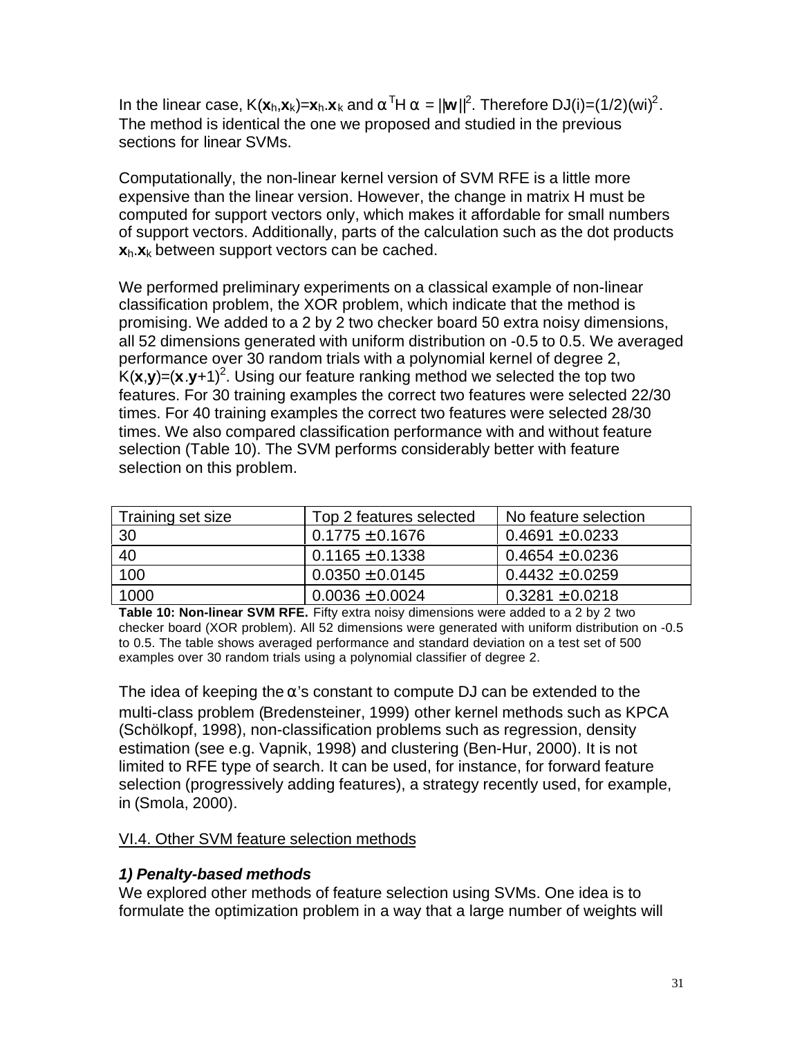In the linear case, $K(\mathbf{x}_h, \mathbf{x}_k) = \mathbf{x}_h . \mathbf{x}_k$ and $\alpha^T H \alpha = ||\mathbf{w}||^2$. Therefore $DJ(i) = (1/2)(w_i)^2$. The method is identical the one we proposed and studied in the previous sections for linear SVMs.

Computationally, the non-linear kernel version of SVM RFE is a little more expensive than the linear version. However, the change in matrix H must be computed for support vectors only, which makes it affordable for small numbers of support vectors. Additionally, parts of the calculation such as the dot products $\mathbf{x}_h . \mathbf{x}_k$ between support vectors can be cached.

We performed preliminary experiments on a classical example of non-linear classification problem, the XOR problem, which indicate that the method is promising. We added to a 2 by 2 two checker board 50 extra noisy dimensions, all 52 dimensions generated with uniform distribution on -0.5 to 0.5. We averaged performance over 30 random trials with a polynomial kernel of degree 2, $K(\mathbf{x}, \mathbf{y}) = (\mathbf{x} . \mathbf{y} + 1)^2$. Using our feature ranking method we selected the top two features. For 30 training examples the correct two features were selected 22/30 times. For 40 training examples the correct two features were selected 28/30 times. We also compared classification performance with and without feature selection (Table 10). The SVM performs considerably better with feature selection on this problem.

| Training set size | Top 2 features selected | No feature selection |
|---|---|---|
| 30 | 0.1775 ± 0.1676 | 0.4691 ± 0.0233 |
| 40 | 0.1165 ± 0.1338 | 0.4654 ± 0.0236 |
| 100 | 0.0350 ± 0.0145 | 0.4432 ± 0.0259 |
| 1000 | 0.0036 ± 0.0024 | 0.3281 ± 0.0218 |

**Table 10: Non-linear SVM RFE.** Fifty extra noisy dimensions were added to a 2 by 2 two checker board (XOR problem). All 52 dimensions were generated with uniform distribution on -0.5 to 0.5. The table shows averaged performance and standard deviation on a test set of 500 examples over 30 random trials using a polynomial classifier of degree 2.

The idea of keeping the $\alpha$'s constant to compute DJ can be extended to the multi-class problem (Bredensteiner, 1999) other kernel methods such as KPCA (Schölkopf, 1998), non-classification problems such as regression, density estimation (see e.g. Vapnik, 1998) and clustering (Ben-Hur, 2000). It is not limited to RFE type of search. It can be used, for instance, for forward feature selection (progressively adding features), a strategy recently used, for example, in (Smola, 2000).

### VI.4. Other SVM feature selection methods

***1) Penalty-based methods***

We explored other methods of feature selection using SVMs. One idea is to formulate the optimization problem in a way that a large number of weights will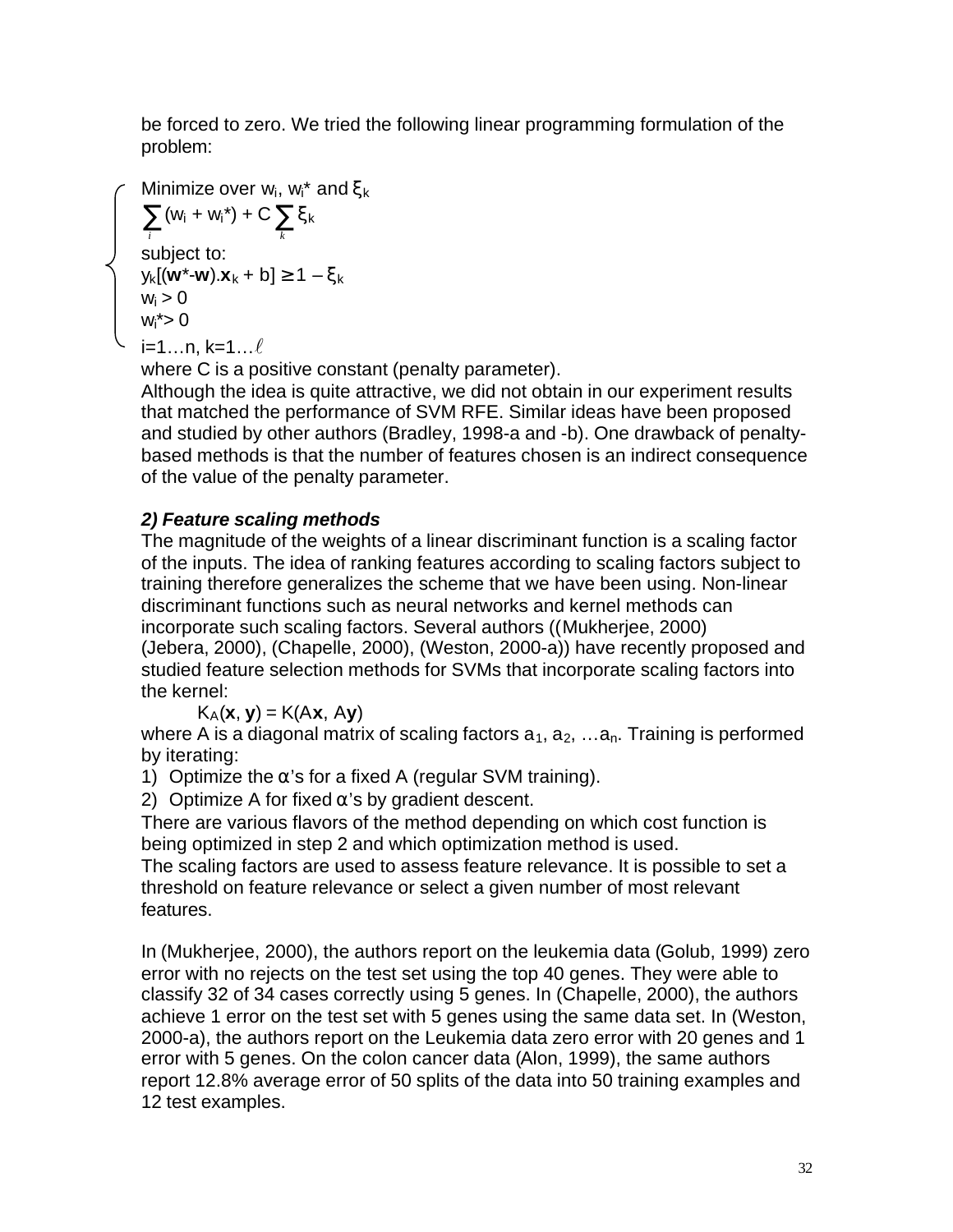be forced to zero. We tried the following linear programming formulation of the problem:

$$
\begin{cases}
\text{Minimize over } w_i,\ w_i^* \text{ and } \xi_k \\
\sum_i (w_i + w_i^*) + C \sum_k \xi_k \\
\text{subject to:} \\
y_k[(\mathbf{w}^*-\mathbf{w}).\mathbf{x}_k + b] \geq 1 - \xi_k \\
w_i > 0 \\
w_i^* > 0 \\
i=1\ldots n,\ k=1\ldots \ell
\end{cases}
$$

where C is a positive constant (penalty parameter).
Although the idea is quite attractive, we did not obtain in our experiment results that matched the performance of SVM RFE. Similar ideas have been proposed and studied by other authors (Bradley, 1998-a and -b). One drawback of penalty-based methods is that the number of features chosen is an indirect consequence of the value of the penalty parameter.

***2) Feature scaling methods***

The magnitude of the weights of a linear discriminant function is a scaling factor of the inputs. The idea of ranking features according to scaling factors subject to training therefore generalizes the scheme that we have been using. Non-linear discriminant functions such as neural networks and kernel methods can incorporate such scaling factors. Several authors ((Mukherjee, 2000) (Jebera, 2000), (Chapelle, 2000), (Weston, 2000-a)) have recently proposed and studied feature selection methods for SVMs that incorporate scaling factors into the kernel:

$$K_A(\mathbf{x}, \mathbf{y}) = K(A\mathbf{x}, A\mathbf{y})$$

where A is a diagonal matrix of scaling factors $a_1, a_2, \ldots a_n$. Training is performed by iterating:

1) Optimize the $\alpha$'s for a fixed A (regular SVM training).
2) Optimize A for fixed $\alpha$'s by gradient descent.

There are various flavors of the method depending on which cost function is being optimized in step 2 and which optimization method is used.
The scaling factors are used to assess feature relevance. It is possible to set a threshold on feature relevance or select a given number of most relevant features.

In (Mukherjee, 2000), the authors report on the leukemia data (Golub, 1999) zero error with no rejects on the test set using the top 40 genes. They were able to classify 32 of 34 cases correctly using 5 genes. In (Chapelle, 2000), the authors achieve 1 error on the test set with 5 genes using the same data set. In (Weston, 2000-a), the authors report on the Leukemia data zero error with 20 genes and 1 error with 5 genes. On the colon cancer data (Alon, 1999), the same authors report 12.8% average error of 50 splits of the data into 50 training examples and 12 test examples.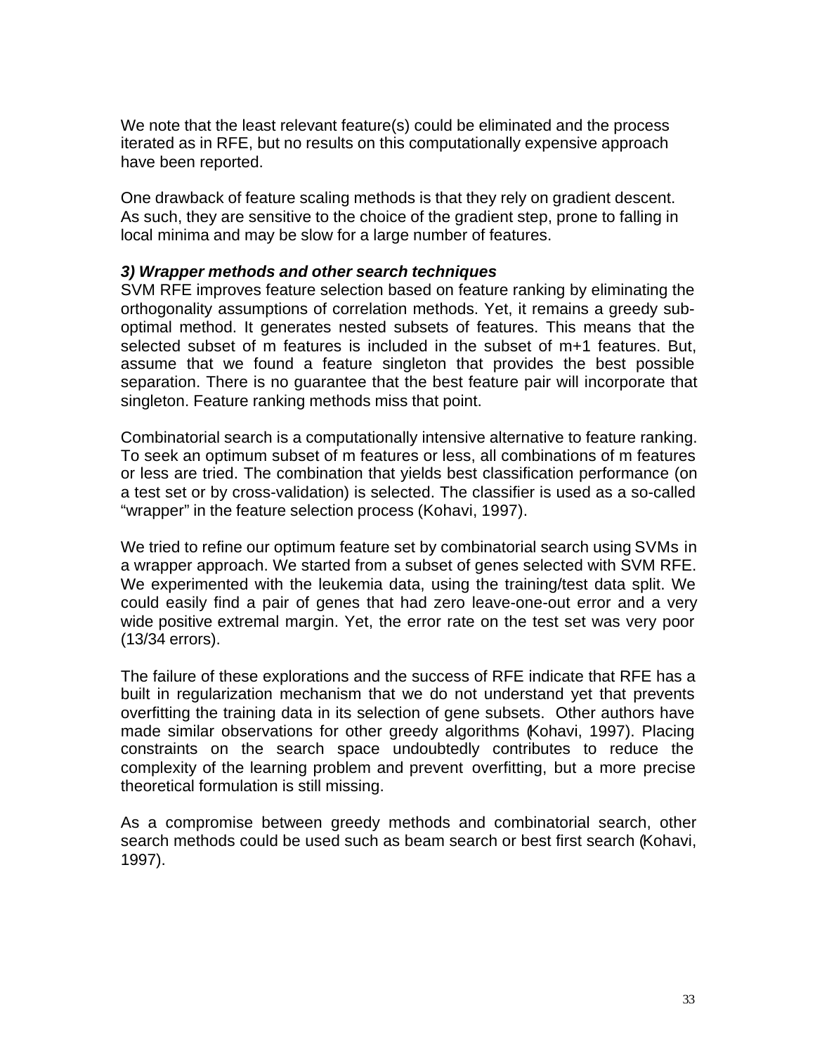We note that the least relevant feature(s) could be eliminated and the process iterated as in RFE, but no results on this computationally expensive approach have been reported.

One drawback of feature scaling methods is that they rely on gradient descent. As such, they are sensitive to the choice of the gradient step, prone to falling in local minima and may be slow for a large number of features.

***3) Wrapper methods and other search techniques***

SVM RFE improves feature selection based on feature ranking by eliminating the orthogonality assumptions of correlation methods. Yet, it remains a greedy sub-optimal method. It generates nested subsets of features. This means that the selected subset of m features is included in the subset of m+1 features. But, assume that we found a feature singleton that provides the best possible separation. There is no guarantee that the best feature pair will incorporate that singleton. Feature ranking methods miss that point.

Combinatorial search is a computationally intensive alternative to feature ranking. To seek an optimum subset of m features or less, all combinations of m features or less are tried. The combination that yields best classification performance (on a test set or by cross-validation) is selected. The classifier is used as a so-called "wrapper" in the feature selection process (Kohavi, 1997).

We tried to refine our optimum feature set by combinatorial search using SVMs in a wrapper approach. We started from a subset of genes selected with SVM RFE. We experimented with the leukemia data, using the training/test data split. We could easily find a pair of genes that had zero leave-one-out error and a very wide positive extremal margin. Yet, the error rate on the test set was very poor (13/34 errors).

The failure of these explorations and the success of RFE indicate that RFE has a built in regularization mechanism that we do not understand yet that prevents overfitting the training data in its selection of gene subsets. Other authors have made similar observations for other greedy algorithms (Kohavi, 1997). Placing constraints on the search space undoubtedly contributes to reduce the complexity of the learning problem and prevent overfitting, but a more precise theoretical formulation is still missing.

As a compromise between greedy methods and combinatorial search, other search methods could be used such as beam search or best first search (Kohavi, 1997).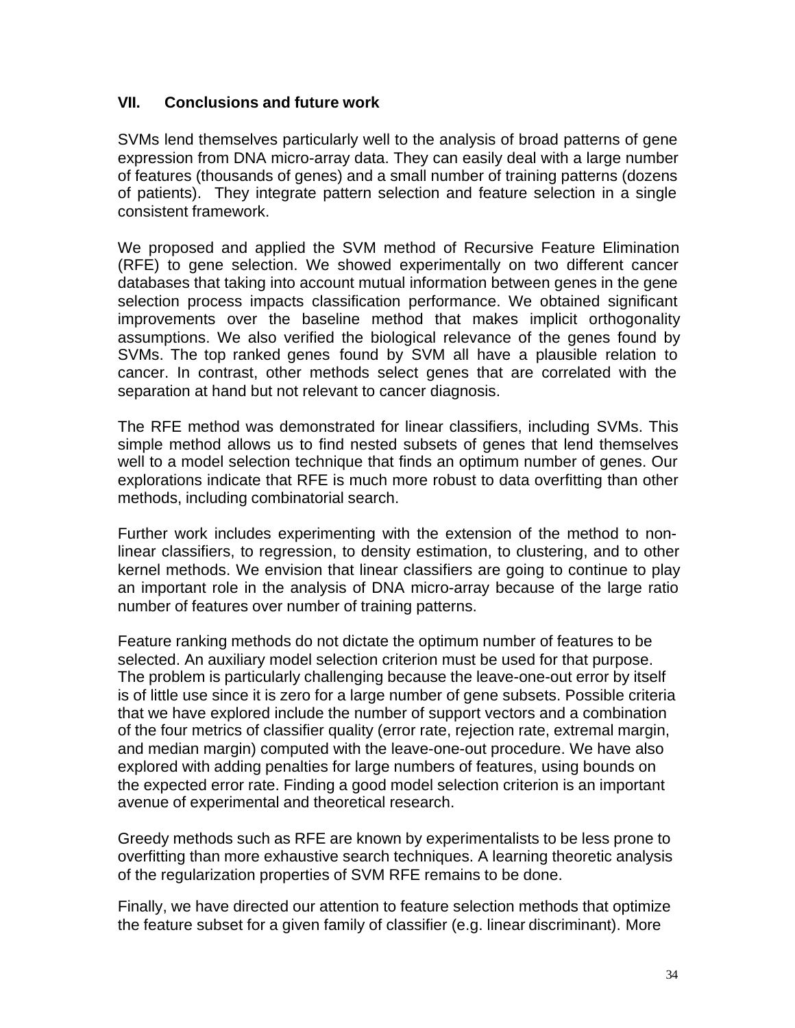## VII. Conclusions and future work

SVMs lend themselves particularly well to the analysis of broad patterns of gene expression from DNA micro-array data. They can easily deal with a large number of features (thousands of genes) and a small number of training patterns (dozens of patients). They integrate pattern selection and feature selection in a single consistent framework.

We proposed and applied the SVM method of Recursive Feature Elimination (RFE) to gene selection. We showed experimentally on two different cancer databases that taking into account mutual information between genes in the gene selection process impacts classification performance. We obtained significant improvements over the baseline method that makes implicit orthogonality assumptions. We also verified the biological relevance of the genes found by SVMs. The top ranked genes found by SVM all have a plausible relation to cancer. In contrast, other methods select genes that are correlated with the separation at hand but not relevant to cancer diagnosis.

The RFE method was demonstrated for linear classifiers, including SVMs. This simple method allows us to find nested subsets of genes that lend themselves well to a model selection technique that finds an optimum number of genes. Our explorations indicate that RFE is much more robust to data overfitting than other methods, including combinatorial search.

Further work includes experimenting with the extension of the method to non-linear classifiers, to regression, to density estimation, to clustering, and to other kernel methods. We envision that linear classifiers are going to continue to play an important role in the analysis of DNA micro-array because of the large ratio number of features over number of training patterns.

Feature ranking methods do not dictate the optimum number of features to be selected. An auxiliary model selection criterion must be used for that purpose. The problem is particularly challenging because the leave-one-out error by itself is of little use since it is zero for a large number of gene subsets. Possible criteria that we have explored include the number of support vectors and a combination of the four metrics of classifier quality (error rate, rejection rate, extremal margin, and median margin) computed with the leave-one-out procedure. We have also explored with adding penalties for large numbers of features, using bounds on the expected error rate. Finding a good model selection criterion is an important avenue of experimental and theoretical research.

Greedy methods such as RFE are known by experimentalists to be less prone to overfitting than more exhaustive search techniques. A learning theoretic analysis of the regularization properties of SVM RFE remains to be done.

Finally, we have directed our attention to feature selection methods that optimize the feature subset for a given family of classifier (e.g. linear discriminant). More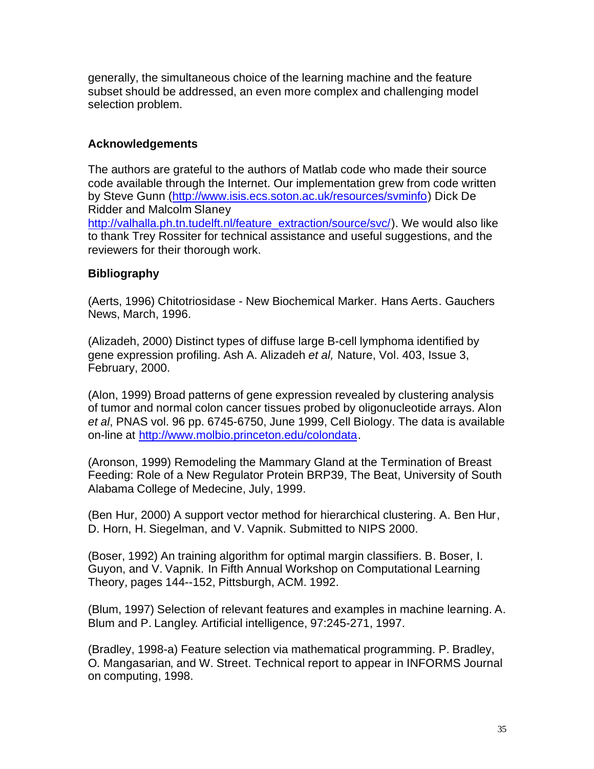generally, the simultaneous choice of the learning machine and the feature subset should be addressed, an even more complex and challenging model selection problem.

## Acknowledgements

The authors are grateful to the authors of Matlab code who made their source code available through the Internet. Our implementation grew from code written by Steve Gunn (http://www.isis.ecs.soton.ac.uk/resources/svminfo) Dick De Ridder and Malcolm Slaney http://valhalla.ph.tn.tudelft.nl/feature_extraction/source/svc/). We would also like to thank Trey Rossiter for technical assistance and useful suggestions, and the reviewers for their thorough work.

## Bibliography

(Aerts, 1996) Chitotriosidase - New Biochemical Marker. Hans Aerts. Gauchers News, March, 1996.

(Alizadeh, 2000) Distinct types of diffuse large B-cell lymphoma identified by gene expression profiling. Ash A. Alizadeh *et al,* Nature, Vol. 403, Issue 3, February, 2000.

(Alon, 1999) Broad patterns of gene expression revealed by clustering analysis of tumor and normal colon cancer tissues probed by oligonucleotide arrays. Alon *et al*, PNAS vol. 96 pp. 6745-6750, June 1999, Cell Biology. The data is available on-line at http://www.molbio.princeton.edu/colondata.

(Aronson, 1999) Remodeling the Mammary Gland at the Termination of Breast Feeding: Role of a New Regulator Protein BRP39, The Beat, University of South Alabama College of Medecine, July, 1999.

(Ben Hur, 2000) A support vector method for hierarchical clustering. A. Ben Hur, D. Horn, H. Siegelman, and V. Vapnik. Submitted to NIPS 2000.

(Boser, 1992) An training algorithm for optimal margin classifiers. B. Boser, I. Guyon, and V. Vapnik. In Fifth Annual Workshop on Computational Learning Theory, pages 144--152, Pittsburgh, ACM. 1992.

(Blum, 1997) Selection of relevant features and examples in machine learning. A. Blum and P. Langley. Artificial intelligence, 97:245-271, 1997.

(Bradley, 1998-a) Feature selection via mathematical programming. P. Bradley, O. Mangasarian, and W. Street. Technical report to appear in INFORMS Journal on computing, 1998.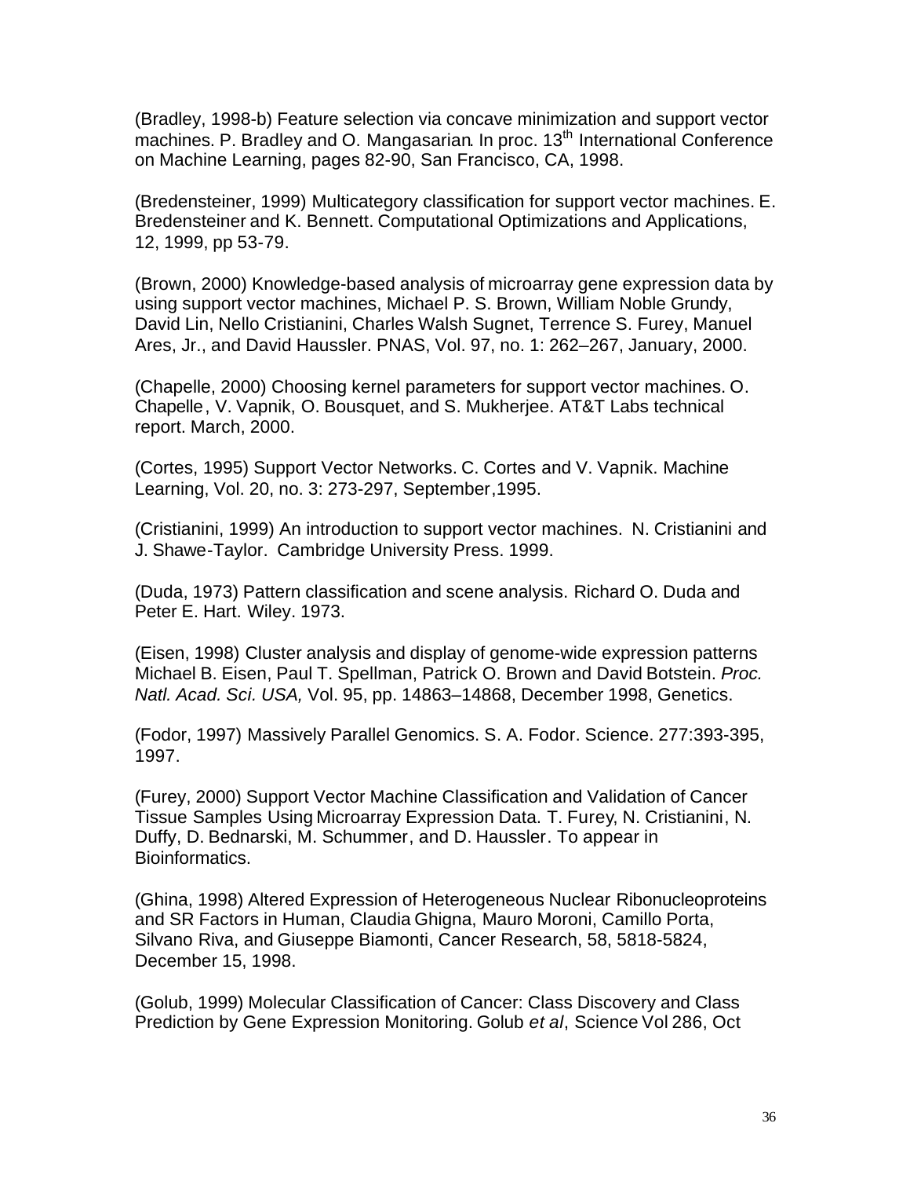(Bradley, 1998-b) Feature selection via concave minimization and support vector machines. P. Bradley and O. Mangasarian. In proc. 13th International Conference on Machine Learning, pages 82-90, San Francisco, CA, 1998.

(Bredensteiner, 1999) Multicategory classification for support vector machines. E. Bredensteiner and K. Bennett. Computational Optimizations and Applications, 12, 1999, pp 53-79.

(Brown, 2000) Knowledge-based analysis of microarray gene expression data by using support vector machines, Michael P. S. Brown, William Noble Grundy, David Lin, Nello Cristianini, Charles Walsh Sugnet, Terrence S. Furey, Manuel Ares, Jr., and David Haussler. PNAS, Vol. 97, no. 1: 262–267, January, 2000.

(Chapelle, 2000) Choosing kernel parameters for support vector machines. O. Chapelle, V. Vapnik, O. Bousquet, and S. Mukherjee. AT&T Labs technical report. March, 2000.

(Cortes, 1995) Support Vector Networks. C. Cortes and V. Vapnik. Machine Learning, Vol. 20, no. 3: 273-297, September,1995.

(Cristianini, 1999) An introduction to support vector machines. N. Cristianini and J. Shawe-Taylor. Cambridge University Press. 1999.

(Duda, 1973) Pattern classification and scene analysis. Richard O. Duda and Peter E. Hart. Wiley. 1973.

(Eisen, 1998) Cluster analysis and display of genome-wide expression patterns Michael B. Eisen, Paul T. Spellman, Patrick O. Brown and David Botstein. *Proc. Natl. Acad. Sci. USA,* Vol. 95, pp. 14863–14868, December 1998, Genetics.

(Fodor, 1997) Massively Parallel Genomics. S. A. Fodor. Science. 277:393-395, 1997.

(Furey, 2000) Support Vector Machine Classification and Validation of Cancer Tissue Samples Using Microarray Expression Data. T. Furey, N. Cristianini, N. Duffy, D. Bednarski, M. Schummer, and D. Haussler. To appear in Bioinformatics.

(Ghina, 1998) Altered Expression of Heterogeneous Nuclear Ribonucleoproteins and SR Factors in Human, Claudia Ghigna, Mauro Moroni, Camillo Porta, Silvano Riva, and Giuseppe Biamonti, Cancer Research, 58, 5818-5824, December 15, 1998.

(Golub, 1999) Molecular Classification of Cancer: Class Discovery and Class Prediction by Gene Expression Monitoring. Golub *et al*, Science Vol 286, Oct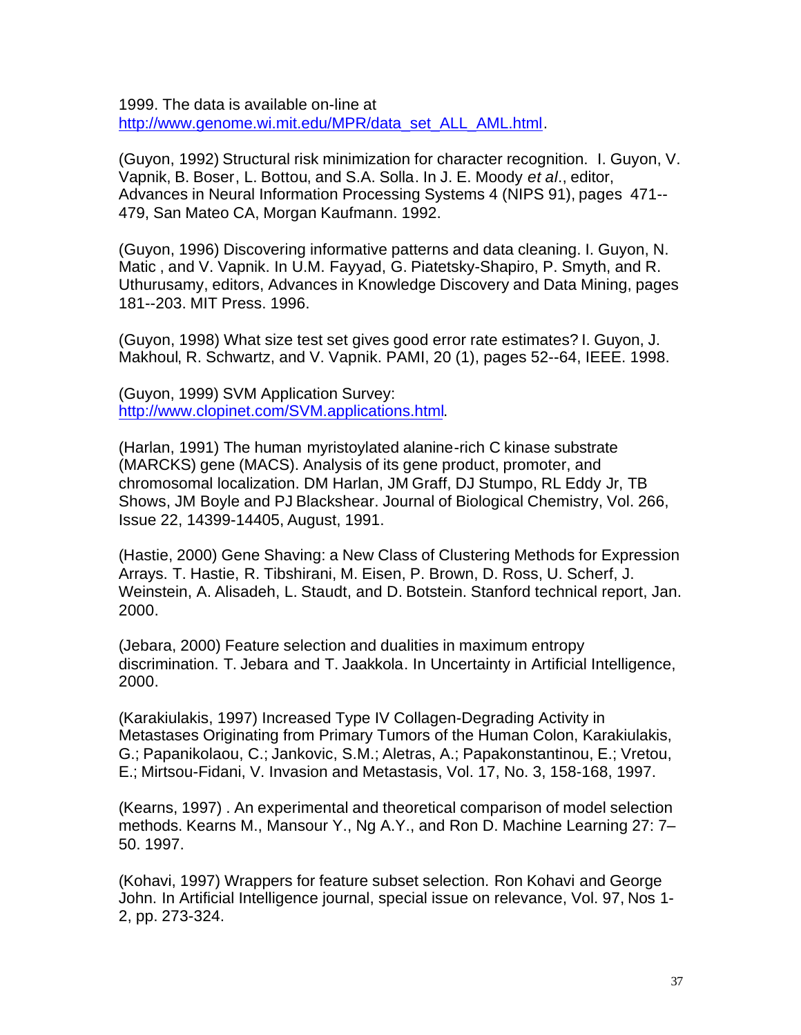1999. The data is available on-line at http://www.genome.wi.mit.edu/MPR/data_set_ALL_AML.html.

(Guyon, 1992) Structural risk minimization for character recognition. I. Guyon, V. Vapnik, B. Boser, L. Bottou, and S.A. Solla. In J. E. Moody *et al*., editor, Advances in Neural Information Processing Systems 4 (NIPS 91), pages 471--479, San Mateo CA, Morgan Kaufmann. 1992.

(Guyon, 1996) Discovering informative patterns and data cleaning. I. Guyon, N. Matic , and V. Vapnik. In U.M. Fayyad, G. Piatetsky-Shapiro, P. Smyth, and R. Uthurusamy, editors, Advances in Knowledge Discovery and Data Mining, pages 181--203. MIT Press. 1996.

(Guyon, 1998) What size test set gives good error rate estimates? I. Guyon, J. Makhoul, R. Schwartz, and V. Vapnik. PAMI, 20 (1), pages 52--64, IEEE. 1998.

(Guyon, 1999) SVM Application Survey: http://www.clopinet.com/SVM.applications.html.

(Harlan, 1991) The human myristoylated alanine-rich C kinase substrate (MARCKS) gene (MACS). Analysis of its gene product, promoter, and chromosomal localization. DM Harlan, JM Graff, DJ Stumpo, RL Eddy Jr, TB Shows, JM Boyle and PJ Blackshear. Journal of Biological Chemistry, Vol. 266, Issue 22, 14399-14405, August, 1991.

(Hastie, 2000) Gene Shaving: a New Class of Clustering Methods for Expression Arrays. T. Hastie, R. Tibshirani, M. Eisen, P. Brown, D. Ross, U. Scherf, J. Weinstein, A. Alisadeh, L. Staudt, and D. Botstein. Stanford technical report, Jan. 2000.

(Jebara, 2000) Feature selection and dualities in maximum entropy discrimination. T. Jebara and T. Jaakkola. In Uncertainty in Artificial Intelligence, 2000.

(Karakiulakis, 1997) Increased Type IV Collagen-Degrading Activity in Metastases Originating from Primary Tumors of the Human Colon, Karakiulakis, G.; Papanikolaou, C.; Jankovic, S.M.; Aletras, A.; Papakonstantinou, E.; Vretou, E.; Mirtsou-Fidani, V. Invasion and Metastasis, Vol. 17, No. 3, 158-168, 1997.

(Kearns, 1997) . An experimental and theoretical comparison of model selection methods. Kearns M., Mansour Y., Ng A.Y., and Ron D. Machine Learning 27: 7–50. 1997.

(Kohavi, 1997) Wrappers for feature subset selection. Ron Kohavi and George John. In Artificial Intelligence journal, special issue on relevance, Vol. 97, Nos 1-2, pp. 273-324.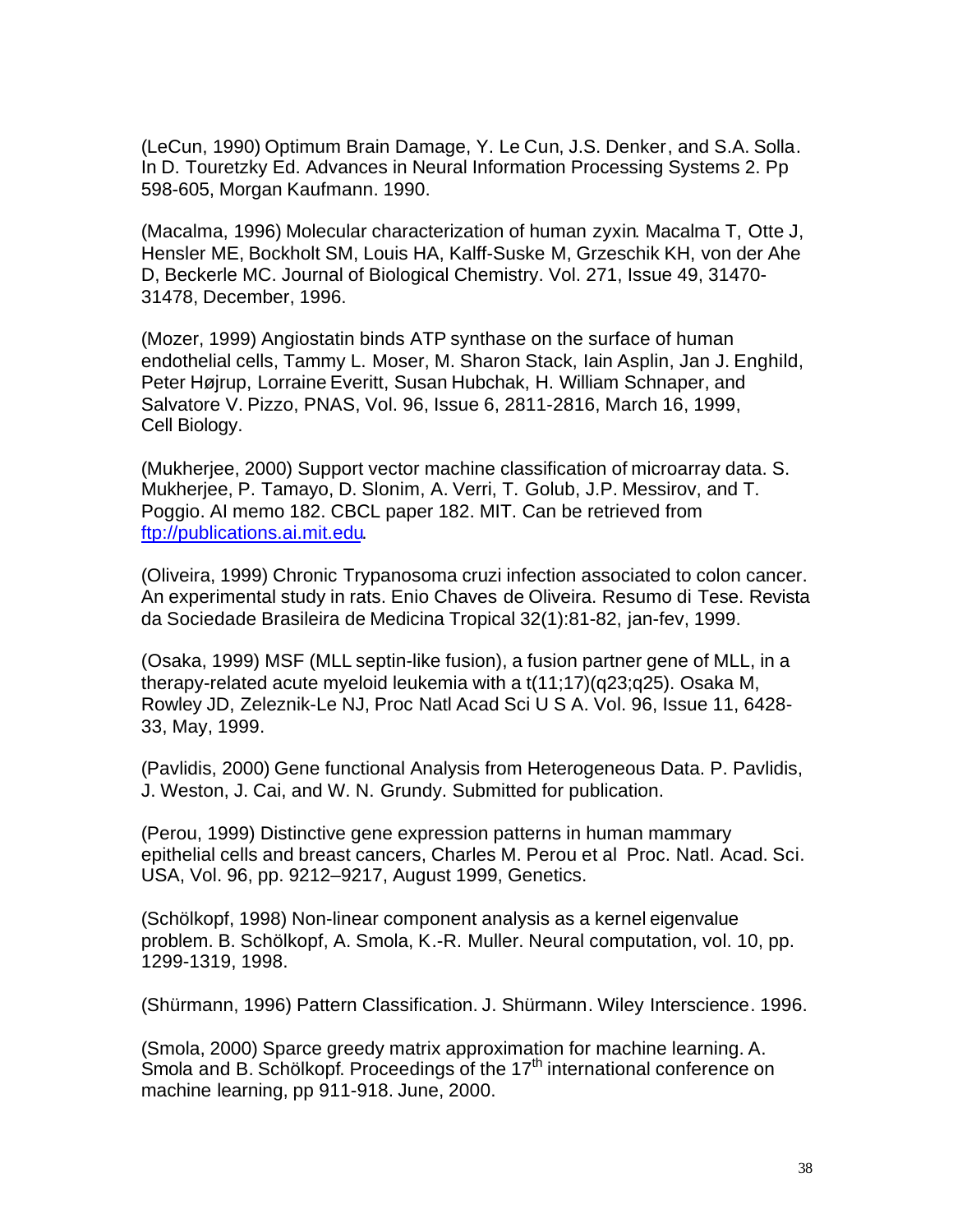(LeCun, 1990) Optimum Brain Damage, Y. Le Cun, J.S. Denker, and S.A. Solla. In D. Touretzky Ed. Advances in Neural Information Processing Systems 2. Pp 598-605, Morgan Kaufmann. 1990.

(Macalma, 1996) Molecular characterization of human zyxin. Macalma T, Otte J, Hensler ME, Bockholt SM, Louis HA, Kalff-Suske M, Grzeschik KH, von der Ahe D, Beckerle MC. Journal of Biological Chemistry. Vol. 271, Issue 49, 31470-31478, December, 1996.

(Mozer, 1999) Angiostatin binds ATP synthase on the surface of human endothelial cells, Tammy L. Moser, M. Sharon Stack, Iain Asplin, Jan J. Enghild, Peter Højrup, Lorraine Everitt, Susan Hubchak, H. William Schnaper, and Salvatore V. Pizzo, PNAS, Vol. 96, Issue 6, 2811-2816, March 16, 1999, Cell Biology.

(Mukherjee, 2000) Support vector machine classification of microarray data. S. Mukherjee, P. Tamayo, D. Slonim, A. Verri, T. Golub, J.P. Messirov, and T. Poggio. AI memo 182. CBCL paper 182. MIT. Can be retrieved from ftp://publications.ai.mit.edu.

(Oliveira, 1999) Chronic Trypanosoma cruzi infection associated to colon cancer. An experimental study in rats. Enio Chaves de Oliveira. Resumo di Tese. Revista da Sociedade Brasileira de Medicina Tropical 32(1):81-82, jan-fev, 1999.

(Osaka, 1999) MSF (MLL septin-like fusion), a fusion partner gene of MLL, in a therapy-related acute myeloid leukemia with a t(11;17)(q23;q25). Osaka M, Rowley JD, Zeleznik-Le NJ, Proc Natl Acad Sci U S A. Vol. 96, Issue 11, 6428-33, May, 1999.

(Pavlidis, 2000) Gene functional Analysis from Heterogeneous Data. P. Pavlidis, J. Weston, J. Cai, and W. N. Grundy. Submitted for publication.

(Perou, 1999) Distinctive gene expression patterns in human mammary epithelial cells and breast cancers, Charles M. Perou et al Proc. Natl. Acad. Sci. USA, Vol. 96, pp. 9212–9217, August 1999, Genetics.

(Schölkopf, 1998) Non-linear component analysis as a kernel eigenvalue problem. B. Schölkopf, A. Smola, K.-R. Muller. Neural computation, vol. 10, pp. 1299-1319, 1998.

(Shürmann, 1996) Pattern Classification. J. Shürmann. Wiley Interscience. 1996.

(Smola, 2000) Sparce greedy matrix approximation for machine learning. A. Smola and B. Schölkopf. Proceedings of the 17th international conference on machine learning, pp 911-918. June, 2000.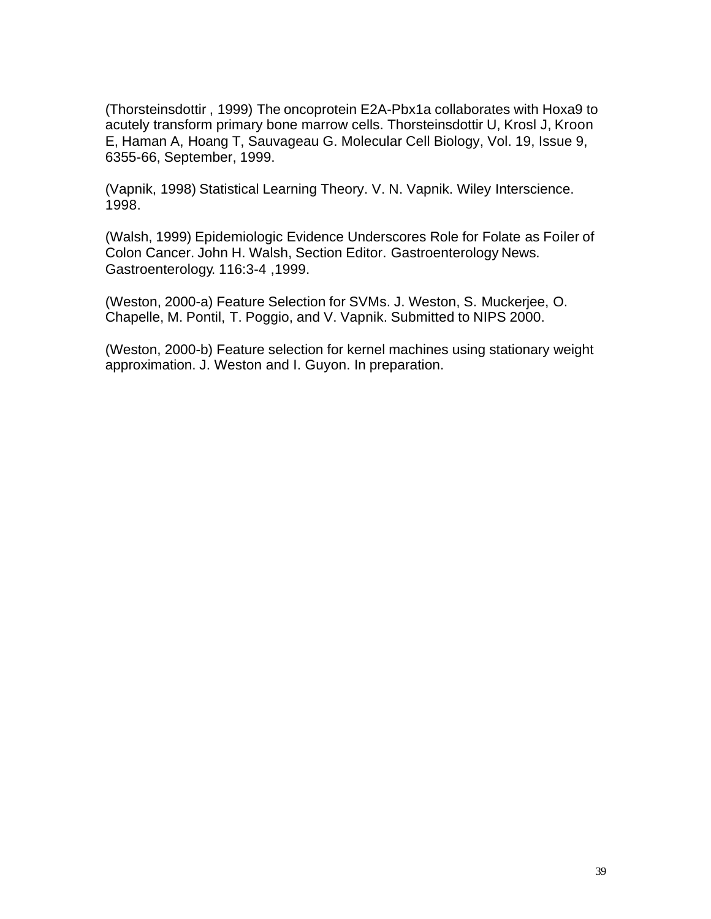(Thorsteinsdottir , 1999) The oncoprotein E2A-Pbx1a collaborates with Hoxa9 to acutely transform primary bone marrow cells. Thorsteinsdottir U, Krosl J, Kroon E, Haman A, Hoang T, Sauvageau G. Molecular Cell Biology, Vol. 19, Issue 9, 6355-66, September, 1999.

(Vapnik, 1998) Statistical Learning Theory. V. N. Vapnik. Wiley Interscience. 1998.

(Walsh, 1999) Epidemiologic Evidence Underscores Role for Folate as Foiler of Colon Cancer. John H. Walsh, Section Editor. Gastroenterology News. Gastroenterology. 116:3-4 ,1999.

(Weston, 2000-a) Feature Selection for SVMs. J. Weston, S. Muckerjee, O. Chapelle, M. Pontil, T. Poggio, and V. Vapnik. Submitted to NIPS 2000.

(Weston, 2000-b) Feature selection for kernel machines using stationary weight approximation. J. Weston and I. Guyon. In preparation.